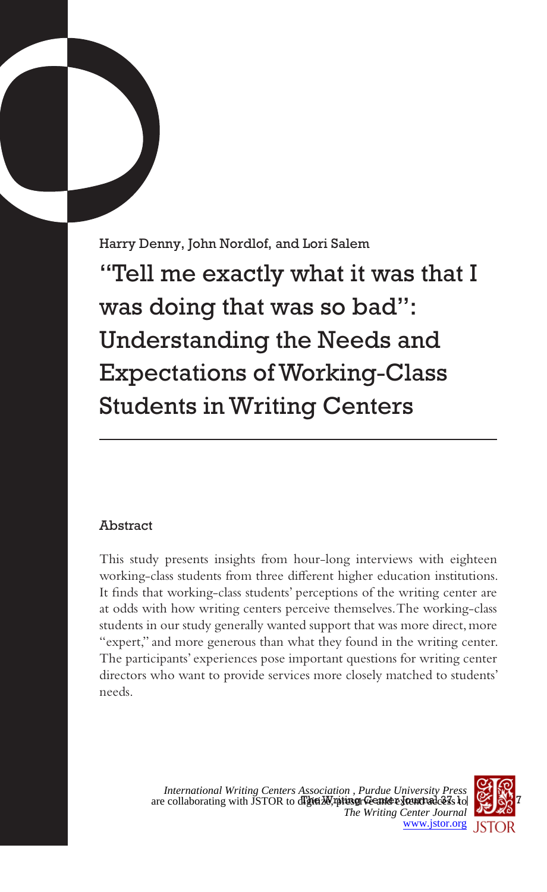Harry Denny, John Nordlof, and Lori Salem

# "Tell me exactly what it was that I was doing that was so bad": Understanding the Needs and Expectations of Working-Class Students in Writing Centers

## Abstract

This study presents insights from hour-long interviews with eighteen working-class students from three different higher education institutions. It finds that working-class students' perceptions of the writing center are at odds with how writing centers perceive themselves. The working-class students in our study generally wanted support that was more direct, more "expert," and more generous than what they found in the writing center. The participants' experiences pose important questions for writing center directors who want to provide services more closely matched to students' needs.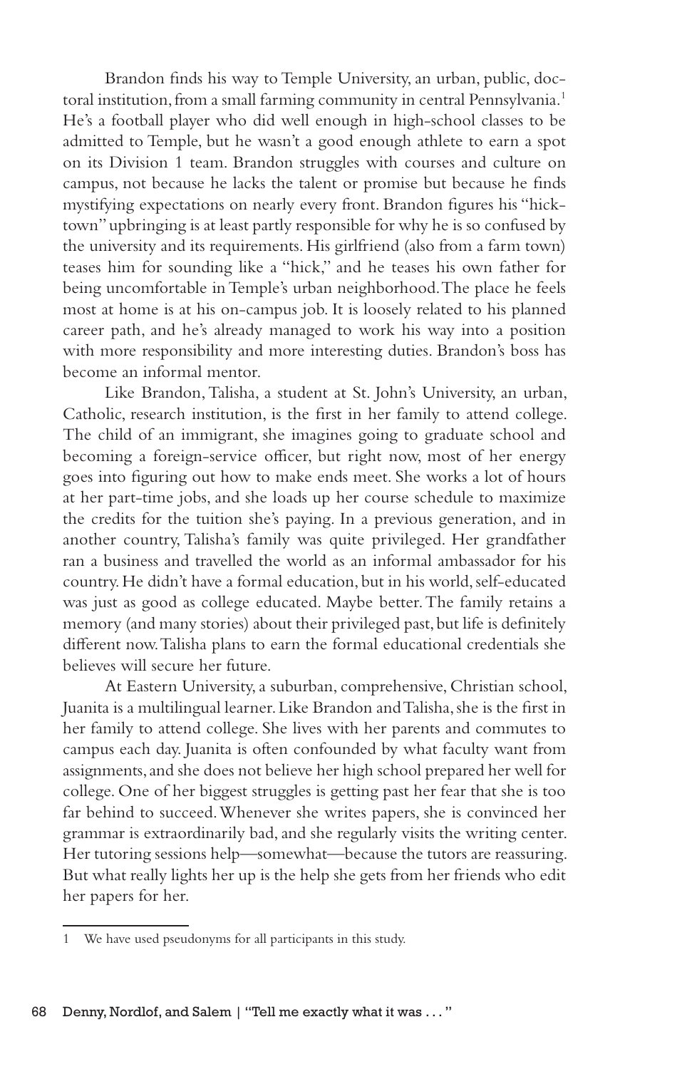Brandon finds his way to Temple University, an urban, public, doctoral institution, from a small farming community in central Pennsylvania.[1] He's a football player who did well enough in high-school classes to be admitted to Temple, but he wasn't a good enough athlete to earn a spot on its Division 1 team. Brandon struggles with courses and culture on campus, not because he lacks the talent or promise but because he finds mystifying expectations on nearly every front. Brandon figures his "hick-town" upbringing is at least partly responsible for why he is so confused by the university and its requirements. His girlfriend (also from a farm town) teases him for sounding like a "hick," and he teases his own father for being uncomfortable in Temple's urban neighborhood. The place he feels most at home is at his on-campus job. It is loosely related to his planned career path, and he's already managed to work his way into a position with more responsibility and more interesting duties. Brandon's boss has become an informal mentor.

Like Brandon, Talisha, a student at St. John's University, an urban, Catholic, research institution, is the first in her family to attend college. The child of an immigrant, she imagines going to graduate school and becoming a foreign-service officer, but right now, most of her energy goes into figuring out how to make ends meet. She works a lot of hours at her part-time jobs, and she loads up her course schedule to maximize the credits for the tuition she's paying. In a previous generation, and in another country, Talisha's family was quite privileged. Her grandfather ran a business and travelled the world as an informal ambassador for his country. He didn't have a formal education, but in his world, self-educated was just as good as college educated. Maybe better. The family retains a memory (and many stories) about their privileged past, but life is definitely different now. Talisha plans to earn the formal educational credentials she believes will secure her future.

At Eastern University, a suburban, comprehensive, Christian school, Juanita is a multilingual learner. Like Brandon and Talisha, she is the first in her family to attend college. She lives with her parents and commutes to campus each day. Juanita is often confounded by what faculty want from assignments, and she does not believe her high school prepared her well for college. One of her biggest struggles is getting past her fear that she is too far behind to succeed. Whenever she writes papers, she is convinced her grammar is extraordinarily bad, and she regularly visits the writing center. Her tutoring sessions help—somewhat—because the tutors are reassuring. But what really lights her up is the help she gets from her friends who edit her papers for her.

[1] We have used pseudonyms for all participants in this study.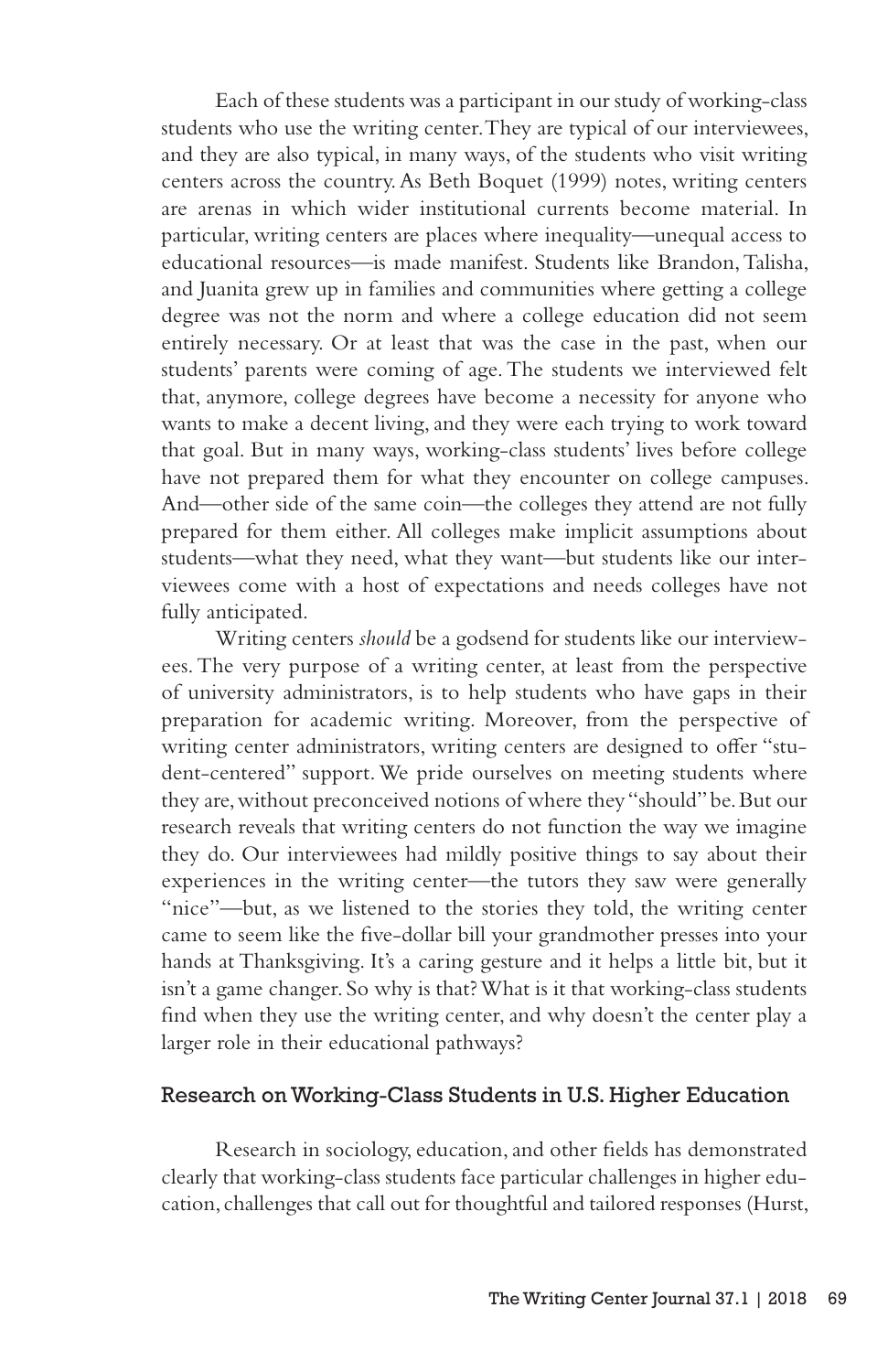Each of these students was a participant in our study of working-class students who use the writing center. They are typical of our interviewees, and they are also typical, in many ways, of the students who visit writing centers across the country. As Beth Boquet (1999) notes, writing centers are arenas in which wider institutional currents become material. In particular, writing centers are places where inequality—unequal access to educational resources—is made manifest. Students like Brandon, Talisha, and Juanita grew up in families and communities where getting a college degree was not the norm and where a college education did not seem entirely necessary. Or at least that was the case in the past, when our students' parents were coming of age. The students we interviewed felt that, anymore, college degrees have become a necessity for anyone who wants to make a decent living, and they were each trying to work toward that goal. But in many ways, working-class students' lives before college have not prepared them for what they encounter on college campuses. And—other side of the same coin—the colleges they attend are not fully prepared for them either. All colleges make implicit assumptions about students—what they need, what they want—but students like our interviewees come with a host of expectations and needs colleges have not fully anticipated.

Writing centers *should* be a godsend for students like our interviewees. The very purpose of a writing center, at least from the perspective of university administrators, is to help students who have gaps in their preparation for academic writing. Moreover, from the perspective of writing center administrators, writing centers are designed to offer "student-centered" support. We pride ourselves on meeting students where they are, without preconceived notions of where they "should" be. But our research reveals that writing centers do not function the way we imagine they do. Our interviewees had mildly positive things to say about their experiences in the writing center—the tutors they saw were generally "nice"—but, as we listened to the stories they told, the writing center came to seem like the five-dollar bill your grandmother presses into your hands at Thanksgiving. It's a caring gesture and it helps a little bit, but it isn't a game changer. So why is that? What is it that working-class students find when they use the writing center, and why doesn't the center play a larger role in their educational pathways?

## Research on Working-Class Students in U.S. Higher Education

Research in sociology, education, and other fields has demonstrated clearly that working-class students face particular challenges in higher education, challenges that call out for thoughtful and tailored responses (Hurst,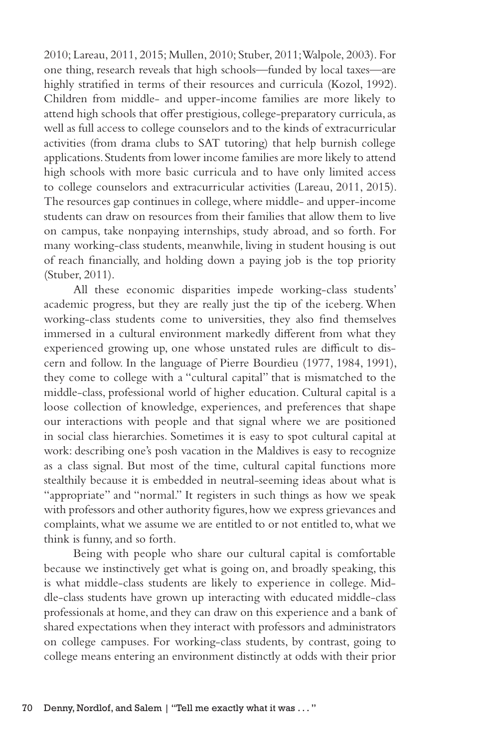2010; Lareau, 2011, 2015; Mullen, 2010; Stuber, 2011; Walpole, 2003). For one thing, research reveals that high schools—funded by local taxes—are highly stratified in terms of their resources and curricula (Kozol, 1992). Children from middle- and upper-income families are more likely to attend high schools that offer prestigious, college-preparatory curricula, as well as full access to college counselors and to the kinds of extracurricular activities (from drama clubs to SAT tutoring) that help burnish college applications. Students from lower income families are more likely to attend high schools with more basic curricula and to have only limited access to college counselors and extracurricular activities (Lareau, 2011, 2015). The resources gap continues in college, where middle- and upper-income students can draw on resources from their families that allow them to live on campus, take nonpaying internships, study abroad, and so forth. For many working-class students, meanwhile, living in student housing is out of reach financially, and holding down a paying job is the top priority (Stuber, 2011).

All these economic disparities impede working-class students' academic progress, but they are really just the tip of the iceberg. When working-class students come to universities, they also find themselves immersed in a cultural environment markedly different from what they experienced growing up, one whose unstated rules are difficult to discern and follow. In the language of Pierre Bourdieu (1977, 1984, 1991), they come to college with a "cultural capital" that is mismatched to the middle-class, professional world of higher education. Cultural capital is a loose collection of knowledge, experiences, and preferences that shape our interactions with people and that signal where we are positioned in social class hierarchies. Sometimes it is easy to spot cultural capital at work: describing one's posh vacation in the Maldives is easy to recognize as a class signal. But most of the time, cultural capital functions more stealthily because it is embedded in neutral-seeming ideas about what is "appropriate" and "normal." It registers in such things as how we speak with professors and other authority figures, how we express grievances and complaints, what we assume we are entitled to or not entitled to, what we think is funny, and so forth.

Being with people who share our cultural capital is comfortable because we instinctively get what is going on, and broadly speaking, this is what middle-class students are likely to experience in college. Middle-class students have grown up interacting with educated middle-class professionals at home, and they can draw on this experience and a bank of shared expectations when they interact with professors and administrators on college campuses. For working-class students, by contrast, going to college means entering an environment distinctly at odds with their prior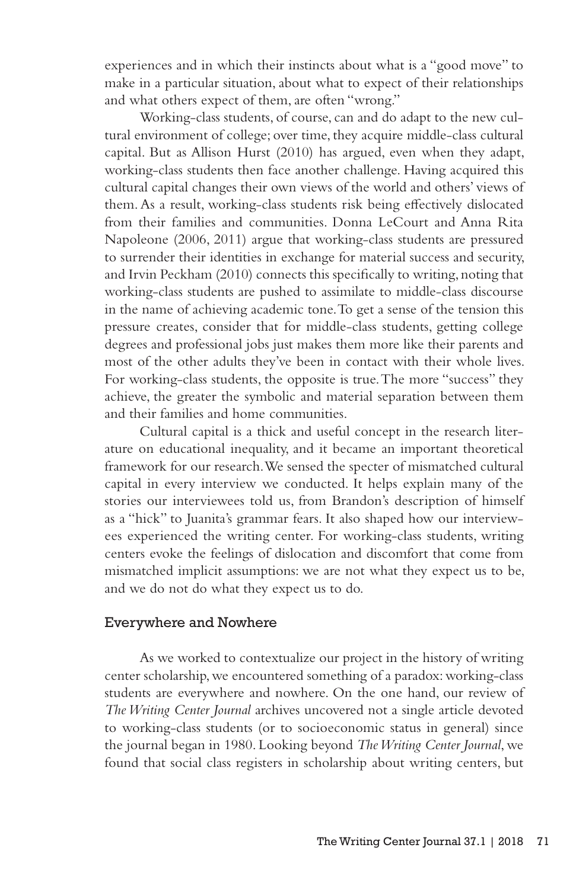experiences and in which their instincts about what is a "good move" to make in a particular situation, about what to expect of their relationships and what others expect of them, are often "wrong."

Working-class students, of course, can and do adapt to the new cultural environment of college; over time, they acquire middle-class cultural capital. But as Allison Hurst (2010) has argued, even when they adapt, working-class students then face another challenge. Having acquired this cultural capital changes their own views of the world and others' views of them. As a result, working-class students risk being effectively dislocated from their families and communities. Donna LeCourt and Anna Rita Napoleone (2006, 2011) argue that working-class students are pressured to surrender their identities in exchange for material success and security, and Irvin Peckham (2010) connects this specifically to writing, noting that working-class students are pushed to assimilate to middle-class discourse in the name of achieving academic tone. To get a sense of the tension this pressure creates, consider that for middle-class students, getting college degrees and professional jobs just makes them more like their parents and most of the other adults they've been in contact with their whole lives. For working-class students, the opposite is true. The more "success" they achieve, the greater the symbolic and material separation between them and their families and home communities.

Cultural capital is a thick and useful concept in the research literature on educational inequality, and it became an important theoretical framework for our research. We sensed the specter of mismatched cultural capital in every interview we conducted. It helps explain many of the stories our interviewees told us, from Brandon's description of himself as a "hick" to Juanita's grammar fears. It also shaped how our interviewees experienced the writing center. For working-class students, writing centers evoke the feelings of dislocation and discomfort that come from mismatched implicit assumptions: we are not what they expect us to be, and we do not do what they expect us to do.

## Everywhere and Nowhere

As we worked to contextualize our project in the history of writing center scholarship, we encountered something of a paradox: working-class students are everywhere and nowhere. On the one hand, our review of *The Writing Center Journal* archives uncovered not a single article devoted to working-class students (or to socioeconomic status in general) since the journal began in 1980. Looking beyond *The Writing Center Journal*, we found that social class registers in scholarship about writing centers, but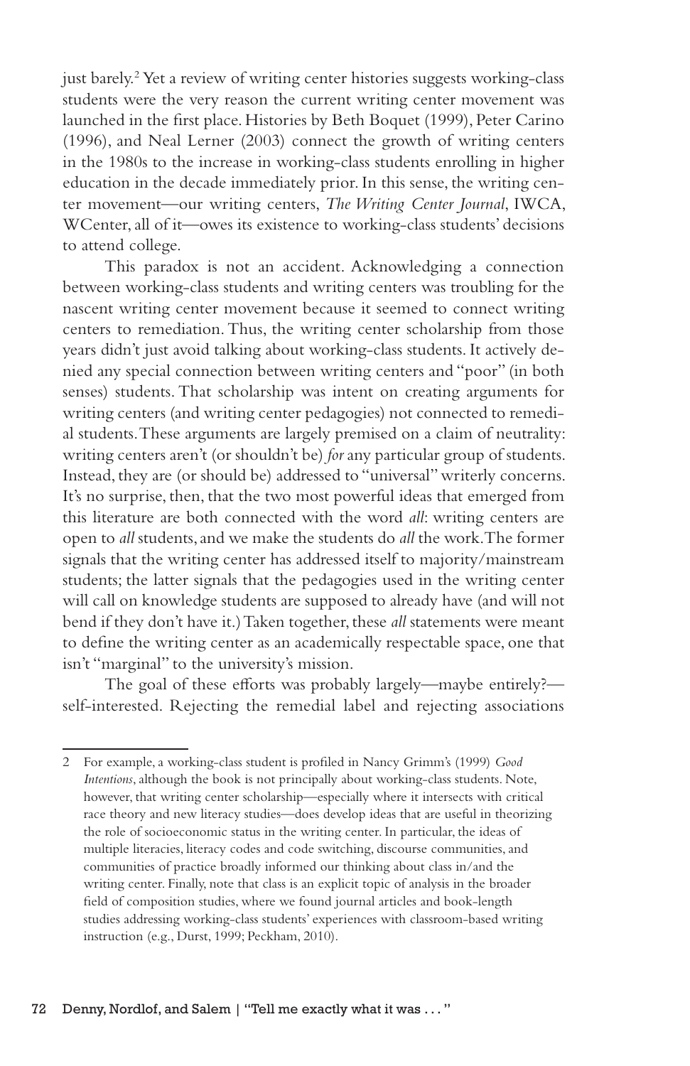just barely.[2] Yet a review of writing center histories suggests working-class students were the very reason the current writing center movement was launched in the first place. Histories by Beth Boquet (1999), Peter Carino (1996), and Neal Lerner (2003) connect the growth of writing centers in the 1980s to the increase in working-class students enrolling in higher education in the decade immediately prior. In this sense, the writing center movement—our writing centers, *The Writing Center Journal*, IWCA, WCenter, all of it—owes its existence to working-class students' decisions to attend college.

This paradox is not an accident. Acknowledging a connection between working-class students and writing centers was troubling for the nascent writing center movement because it seemed to connect writing centers to remediation. Thus, the writing center scholarship from those years didn't just avoid talking about working-class students. It actively denied any special connection between writing centers and "poor" (in both senses) students. That scholarship was intent on creating arguments for writing centers (and writing center pedagogies) not connected to remedial students. These arguments are largely premised on a claim of neutrality: writing centers aren't (or shouldn't be) *for* any particular group of students. Instead, they are (or should be) addressed to "universal" writerly concerns. It's no surprise, then, that the two most powerful ideas that emerged from this literature are both connected with the word *all*: writing centers are open to *all* students, and we make the students do *all* the work. The former signals that the writing center has addressed itself to majority/mainstream students; the latter signals that the pedagogies used in the writing center will call on knowledge students are supposed to already have (and will not bend if they don't have it.) Taken together, these *all* statements were meant to define the writing center as an academically respectable space, one that isn't "marginal" to the university's mission.

The goal of these efforts was probably largely—maybe entirely?—self-interested. Rejecting the remedial label and rejecting associations

---

[2] For example, a working-class student is profiled in Nancy Grimm's (1999) *Good Intentions*, although the book is not principally about working-class students. Note, however, that writing center scholarship—especially where it intersects with critical race theory and new literacy studies—does develop ideas that are useful in theorizing the role of socioeconomic status in the writing center. In particular, the ideas of multiple literacies, literacy codes and code switching, discourse communities, and communities of practice broadly informed our thinking about class in/and the writing center. Finally, note that class is an explicit topic of analysis in the broader field of composition studies, where we found journal articles and book-length studies addressing working-class students' experiences with classroom-based writing instruction (e.g., Durst, 1999; Peckham, 2010).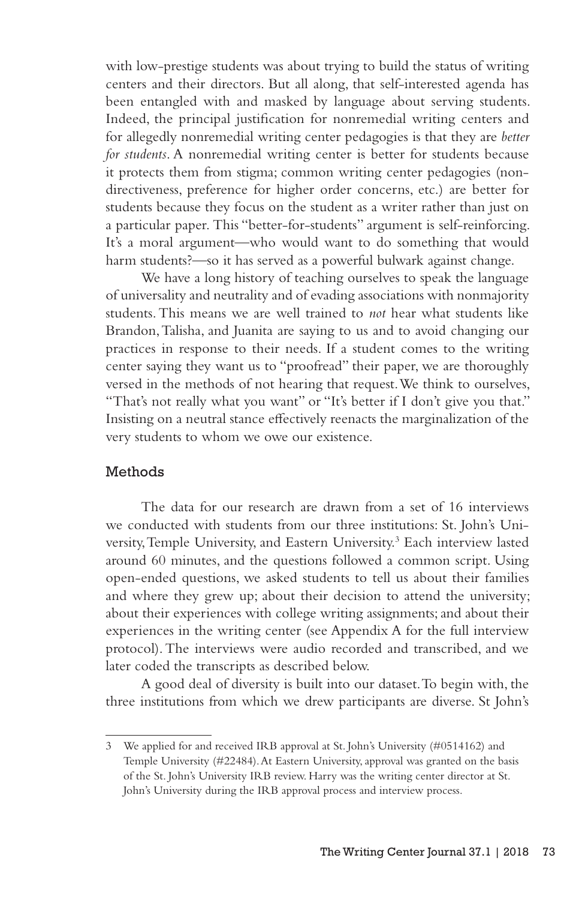with low-prestige students was about trying to build the status of writing centers and their directors. But all along, that self-interested agenda has been entangled with and masked by language about serving students. Indeed, the principal justification for nonremedial writing centers and for allegedly nonremedial writing center pedagogies is that they are *better for students*. A nonremedial writing center is better for students because it protects them from stigma; common writing center pedagogies (nondirectiveness, preference for higher order concerns, etc.) are better for students because they focus on the student as a writer rather than just on a particular paper. This "better-for-students" argument is self-reinforcing. It's a moral argument—who would want to do something that would harm students?—so it has served as a powerful bulwark against change.

We have a long history of teaching ourselves to speak the language of universality and neutrality and of evading associations with nonmajority students. This means we are well trained to *not* hear what students like Brandon, Talisha, and Juanita are saying to us and to avoid changing our practices in response to their needs. If a student comes to the writing center saying they want us to "proofread" their paper, we are thoroughly versed in the methods of not hearing that request. We think to ourselves, "That's not really what you want" or "It's better if I don't give you that." Insisting on a neutral stance effectively reenacts the marginalization of the very students to whom we owe our existence.

## Methods

The data for our research are drawn from a set of 16 interviews we conducted with students from our three institutions: St. John's University, Temple University, and Eastern University.[3] Each interview lasted around 60 minutes, and the questions followed a common script. Using open-ended questions, we asked students to tell us about their families and where they grew up; about their decision to attend the university; about their experiences with college writing assignments; and about their experiences in the writing center (see Appendix A for the full interview protocol). The interviews were audio recorded and transcribed, and we later coded the transcripts as described below.

A good deal of diversity is built into our dataset. To begin with, the three institutions from which we drew participants are diverse. St John's

---

3 We applied for and received IRB approval at St. John's University (#0514162) and Temple University (#22484). At Eastern University, approval was granted on the basis of the St. John's University IRB review. Harry was the writing center director at St. John's University during the IRB approval process and interview process.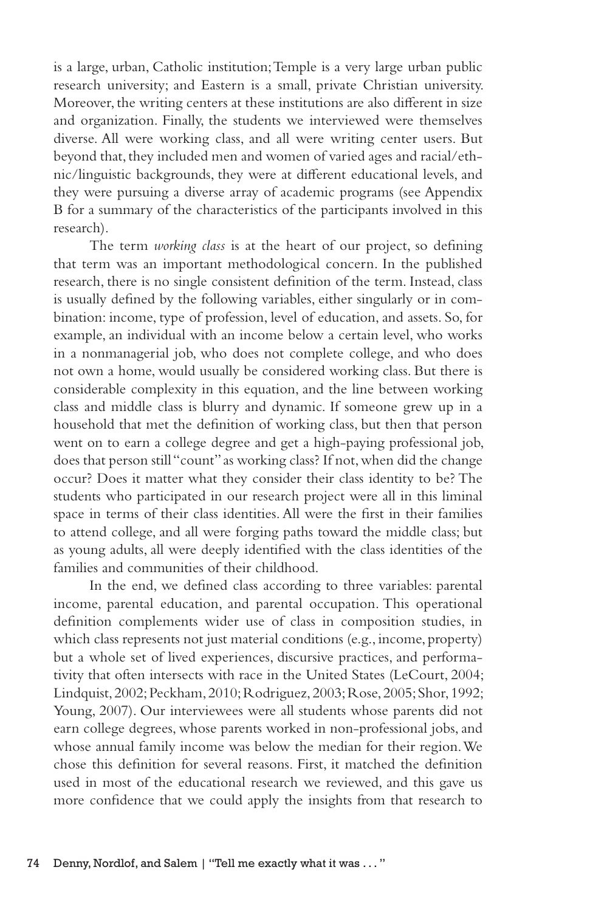is a large, urban, Catholic institution; Temple is a very large urban public research university; and Eastern is a small, private Christian university. Moreover, the writing centers at these institutions are also different in size and organization. Finally, the students we interviewed were themselves diverse. All were working class, and all were writing center users. But beyond that, they included men and women of varied ages and racial/ethnic/linguistic backgrounds, they were at different educational levels, and they were pursuing a diverse array of academic programs (see Appendix B for a summary of the characteristics of the participants involved in this research).

The term *working class* is at the heart of our project, so defining that term was an important methodological concern. In the published research, there is no single consistent definition of the term. Instead, class is usually defined by the following variables, either singularly or in combination: income, type of profession, level of education, and assets. So, for example, an individual with an income below a certain level, who works in a nonmanagerial job, who does not complete college, and who does not own a home, would usually be considered working class. But there is considerable complexity in this equation, and the line between working class and middle class is blurry and dynamic. If someone grew up in a household that met the definition of working class, but then that person went on to earn a college degree and get a high-paying professional job, does that person still "count" as working class? If not, when did the change occur? Does it matter what they consider their class identity to be? The students who participated in our research project were all in this liminal space in terms of their class identities. All were the first in their families to attend college, and all were forging paths toward the middle class; but as young adults, all were deeply identified with the class identities of the families and communities of their childhood.

In the end, we defined class according to three variables: parental income, parental education, and parental occupation. This operational definition complements wider use of class in composition studies, in which class represents not just material conditions (e.g., income, property) but a whole set of lived experiences, discursive practices, and performativity that often intersects with race in the United States (LeCourt, 2004; Lindquist, 2002; Peckham, 2010; Rodriguez, 2003; Rose, 2005; Shor, 1992; Young, 2007). Our interviewees were all students whose parents did not earn college degrees, whose parents worked in non-professional jobs, and whose annual family income was below the median for their region. We chose this definition for several reasons. First, it matched the definition used in most of the educational research we reviewed, and this gave us more confidence that we could apply the insights from that research to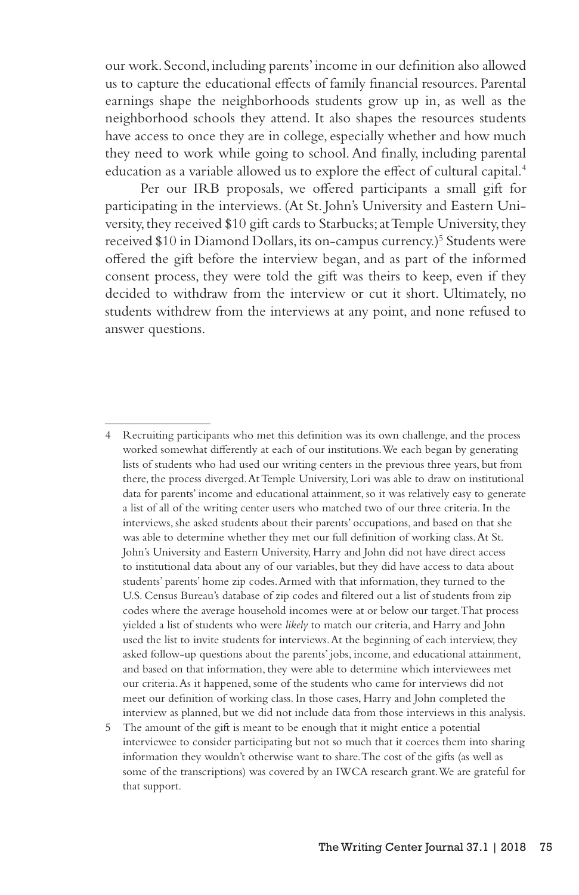our work. Second, including parents' income in our definition also allowed us to capture the educational effects of family financial resources. Parental earnings shape the neighborhoods students grow up in, as well as the neighborhood schools they attend. It also shapes the resources students have access to once they are in college, especially whether and how much they need to work while going to school. And finally, including parental education as a variable allowed us to explore the effect of cultural capital.[4]

Per our IRB proposals, we offered participants a small gift for participating in the interviews. (At St. John's University and Eastern University, they received $10 gift cards to Starbucks; at Temple University, they received $10 in Diamond Dollars, its on-campus currency.)[5] Students were offered the gift before the interview began, and as part of the informed consent process, they were told the gift was theirs to keep, even if they decided to withdraw from the interview or cut it short. Ultimately, no students withdrew from the interviews at any point, and none refused to answer questions.

---

4 Recruiting participants who met this definition was its own challenge, and the process worked somewhat differently at each of our institutions. We each began by generating lists of students who had used our writing centers in the previous three years, but from there, the process diverged. At Temple University, Lori was able to draw on institutional data for parents' income and educational attainment, so it was relatively easy to generate a list of all of the writing center users who matched two of our three criteria. In the interviews, she asked students about their parents' occupations, and based on that she was able to determine whether they met our full definition of working class. At St. John's University and Eastern University, Harry and John did not have direct access to institutional data about any of our variables, but they did have access to data about students' parents' home zip codes. Armed with that information, they turned to the U.S. Census Bureau's database of zip codes and filtered out a list of students from zip codes where the average household incomes were at or below our target. That process yielded a list of students who were *likely* to match our criteria, and Harry and John used the list to invite students for interviews. At the beginning of each interview, they asked follow-up questions about the parents' jobs, income, and educational attainment, and based on that information, they were able to determine which interviewees met our criteria. As it happened, some of the students who came for interviews did not meet our definition of working class. In those cases, Harry and John completed the interview as planned, but we did not include data from those interviews in this analysis.

5 The amount of the gift is meant to be enough that it might entice a potential interviewee to consider participating but not so much that it coerces them into sharing information they wouldn't otherwise want to share. The cost of the gifts (as well as some of the transcriptions) was covered by an IWCA research grant. We are grateful for that support.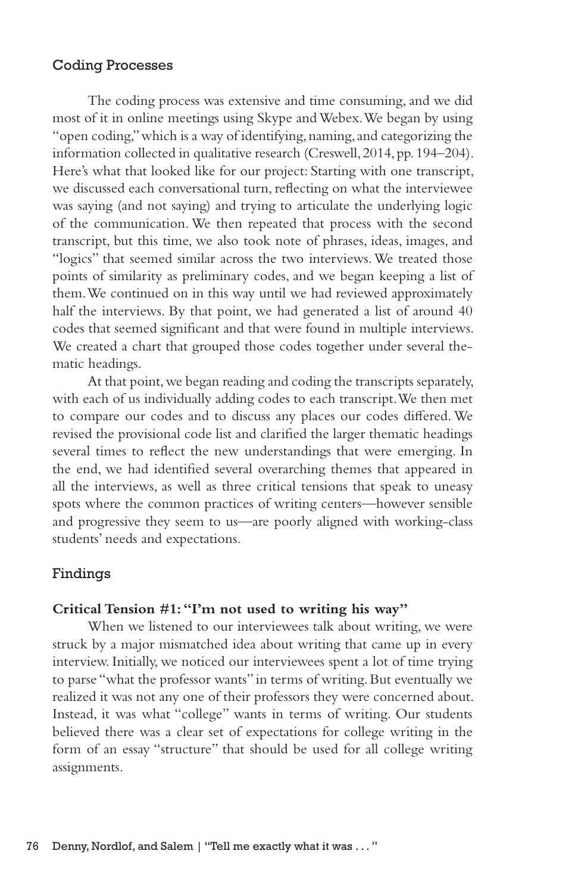## Coding Processes

The coding process was extensive and time consuming, and we did most of it in online meetings using Skype and Webex. We began by using "open coding," which is a way of identifying, naming, and categorizing the information collected in qualitative research (Creswell, 2014, pp. 194–204). Here's what that looked like for our project: Starting with one transcript, we discussed each conversational turn, reflecting on what the interviewee was saying (and not saying) and trying to articulate the underlying logic of the communication. We then repeated that process with the second transcript, but this time, we also took note of phrases, ideas, images, and "logics" that seemed similar across the two interviews. We treated those points of similarity as preliminary codes, and we began keeping a list of them. We continued on in this way until we had reviewed approximately half the interviews. By that point, we had generated a list of around 40 codes that seemed significant and that were found in multiple interviews. We created a chart that grouped those codes together under several thematic headings.

At that point, we began reading and coding the transcripts separately, with each of us individually adding codes to each transcript. We then met to compare our codes and to discuss any places our codes differed. We revised the provisional code list and clarified the larger thematic headings several times to reflect the new understandings that were emerging. In the end, we had identified several overarching themes that appeared in all the interviews, as well as three critical tensions that speak to uneasy spots where the common practices of writing centers—however sensible and progressive they seem to us—are poorly aligned with working-class students' needs and expectations.

## Findings

### Critical Tension #1: "I'm not used to writing his way"

When we listened to our interviewees talk about writing, we were struck by a major mismatched idea about writing that came up in every interview. Initially, we noticed our interviewees spent a lot of time trying to parse "what the professor wants" in terms of writing. But eventually we realized it was not any one of their professors they were concerned about. Instead, it was what "college" wants in terms of writing. Our students believed there was a clear set of expectations for college writing in the form of an essay "structure" that should be used for all college writing assignments.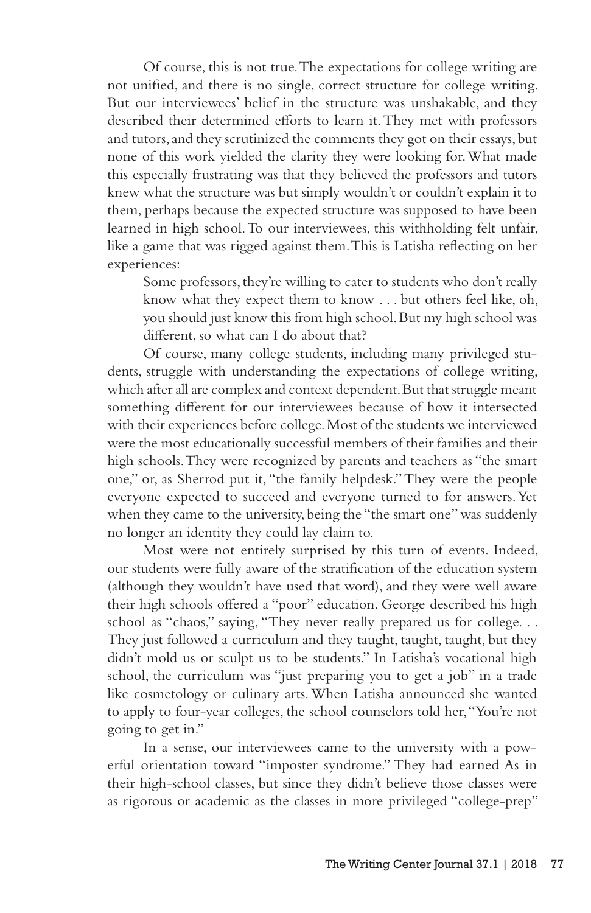Of course, this is not true. The expectations for college writing are not unified, and there is no single, correct structure for college writing. But our interviewees' belief in the structure was unshakable, and they described their determined efforts to learn it. They met with professors and tutors, and they scrutinized the comments they got on their essays, but none of this work yielded the clarity they were looking for. What made this especially frustrating was that they believed the professors and tutors knew what the structure was but simply wouldn't or couldn't explain it to them, perhaps because the expected structure was supposed to have been learned in high school. To our interviewees, this withholding felt unfair, like a game that was rigged against them. This is Latisha reflecting on her experiences:

> Some professors, they're willing to cater to students who don't really know what they expect them to know . . . but others feel like, oh, you should just know this from high school. But my high school was different, so what can I do about that?

Of course, many college students, including many privileged students, struggle with understanding the expectations of college writing, which after all are complex and context dependent. But that struggle meant something different for our interviewees because of how it intersected with their experiences before college. Most of the students we interviewed were the most educationally successful members of their families and their high schools. They were recognized by parents and teachers as "the smart one," or, as Sherrod put it, "the family helpdesk." They were the people everyone expected to succeed and everyone turned to for answers. Yet when they came to the university, being the "the smart one" was suddenly no longer an identity they could lay claim to.

Most were not entirely surprised by this turn of events. Indeed, our students were fully aware of the stratification of the education system (although they wouldn't have used that word), and they were well aware their high schools offered a "poor" education. George described his high school as "chaos," saying, "They never really prepared us for college. . . They just followed a curriculum and they taught, taught, taught, but they didn't mold us or sculpt us to be students." In Latisha's vocational high school, the curriculum was "just preparing you to get a job" in a trade like cosmetology or culinary arts. When Latisha announced she wanted to apply to four-year colleges, the school counselors told her, "You're not going to get in."

In a sense, our interviewees came to the university with a powerful orientation toward "imposter syndrome." They had earned As in their high-school classes, but since they didn't believe those classes were as rigorous or academic as the classes in more privileged "college-prep"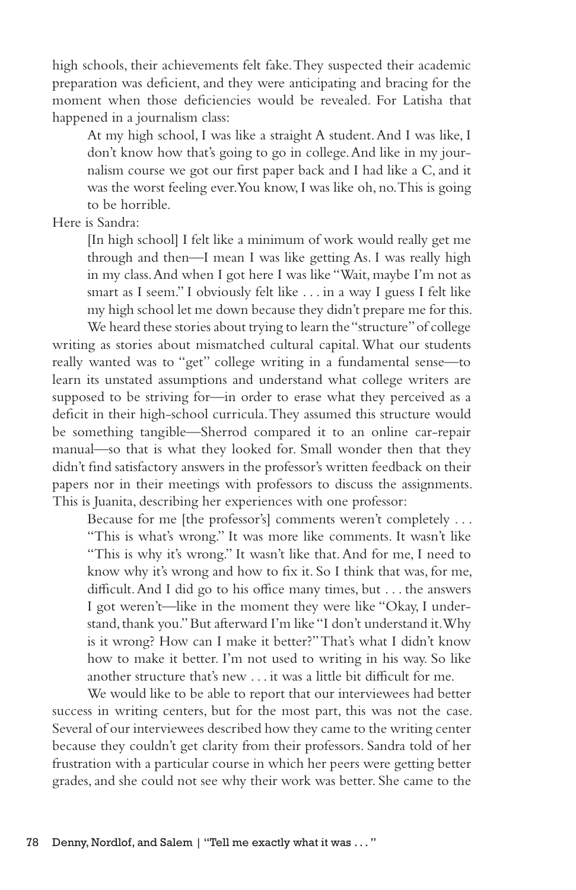high schools, their achievements felt fake. They suspected their academic preparation was deficient, and they were anticipating and bracing for the moment when those deficiencies would be revealed. For Latisha that happened in a journalism class:

> At my high school, I was like a straight A student. And I was like, I don't know how that's going to go in college. And like in my journalism course we got our first paper back and I had like a C, and it was the worst feeling ever. You know, I was like oh, no. This is going to be horrible.

Here is Sandra:

> [In high school] I felt like a minimum of work would really get me through and then—I mean I was like getting As. I was really high in my class. And when I got here I was like "Wait, maybe I'm not as smart as I seem." I obviously felt like . . . in a way I guess I felt like my high school let me down because they didn't prepare me for this.

We heard these stories about trying to learn the "structure" of college writing as stories about mismatched cultural capital. What our students really wanted was to "get" college writing in a fundamental sense—to learn its unstated assumptions and understand what college writers are supposed to be striving for—in order to erase what they perceived as a deficit in their high-school curricula. They assumed this structure would be something tangible—Sherrod compared it to an online car-repair manual—so that is what they looked for. Small wonder then that they didn't find satisfactory answers in the professor's written feedback on their papers nor in their meetings with professors to discuss the assignments. This is Juanita, describing her experiences with one professor:

> Because for me [the professor's] comments weren't completely . . . "This is what's wrong." It was more like comments. It wasn't like "This is why it's wrong." It wasn't like that. And for me, I need to know why it's wrong and how to fix it. So I think that was, for me, difficult. And I did go to his office many times, but . . . the answers I got weren't—like in the moment they were like "Okay, I understand, thank you." But afterward I'm like "I don't understand it. Why is it wrong? How can I make it better?" That's what I didn't know how to make it better. I'm not used to writing in his way. So like another structure that's new . . . it was a little bit difficult for me.

We would like to be able to report that our interviewees had better success in writing centers, but for the most part, this was not the case. Several of our interviewees described how they came to the writing center because they couldn't get clarity from their professors. Sandra told of her frustration with a particular course in which her peers were getting better grades, and she could not see why their work was better. She came to the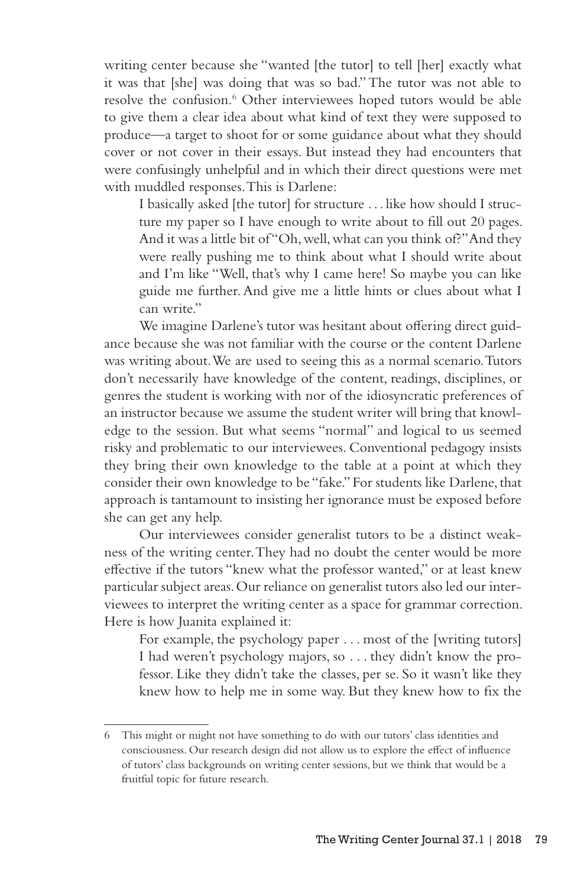writing center because she "wanted [the tutor] to tell [her] exactly what it was that [she] was doing that was so bad." The tutor was not able to resolve the confusion.[6] Other interviewees hoped tutors would be able to give them a clear idea about what kind of text they were supposed to produce—a target to shoot for or some guidance about what they should cover or not cover in their essays. But instead they had encounters that were confusingly unhelpful and in which their direct questions were met with muddled responses. This is Darlene:

> I basically asked [the tutor] for structure . . . like how should I structure my paper so I have enough to write about to fill out 20 pages. And it was a little bit of "Oh, well, what can you think of?" And they were really pushing me to think about what I should write about and I'm like "Well, that's why I came here! So maybe you can like guide me further. And give me a little hints or clues about what I can write."

We imagine Darlene's tutor was hesitant about offering direct guidance because she was not familiar with the course or the content Darlene was writing about. We are used to seeing this as a normal scenario. Tutors don't necessarily have knowledge of the content, readings, disciplines, or genres the student is working with nor of the idiosyncratic preferences of an instructor because we assume the student writer will bring that knowledge to the session. But what seems "normal" and logical to us seemed risky and problematic to our interviewees. Conventional pedagogy insists they bring their own knowledge to the table at a point at which they consider their own knowledge to be "fake." For students like Darlene, that approach is tantamount to insisting her ignorance must be exposed before she can get any help.

Our interviewees consider generalist tutors to be a distinct weakness of the writing center. They had no doubt the center would be more effective if the tutors "knew what the professor wanted," or at least knew particular subject areas. Our reliance on generalist tutors also led our interviewees to interpret the writing center as a space for grammar correction. Here is how Juanita explained it:

> For example, the psychology paper . . . most of the [writing tutors] I had weren't psychology majors, so . . . they didn't know the professor. Like they didn't take the classes, per se. So it wasn't like they knew how to help me in some way. But they knew how to fix the

---

6 This might or might not have something to do with our tutors' class identities and consciousness. Our research design did not allow us to explore the effect of influence of tutors' class backgrounds on writing center sessions, but we think that would be a fruitful topic for future research.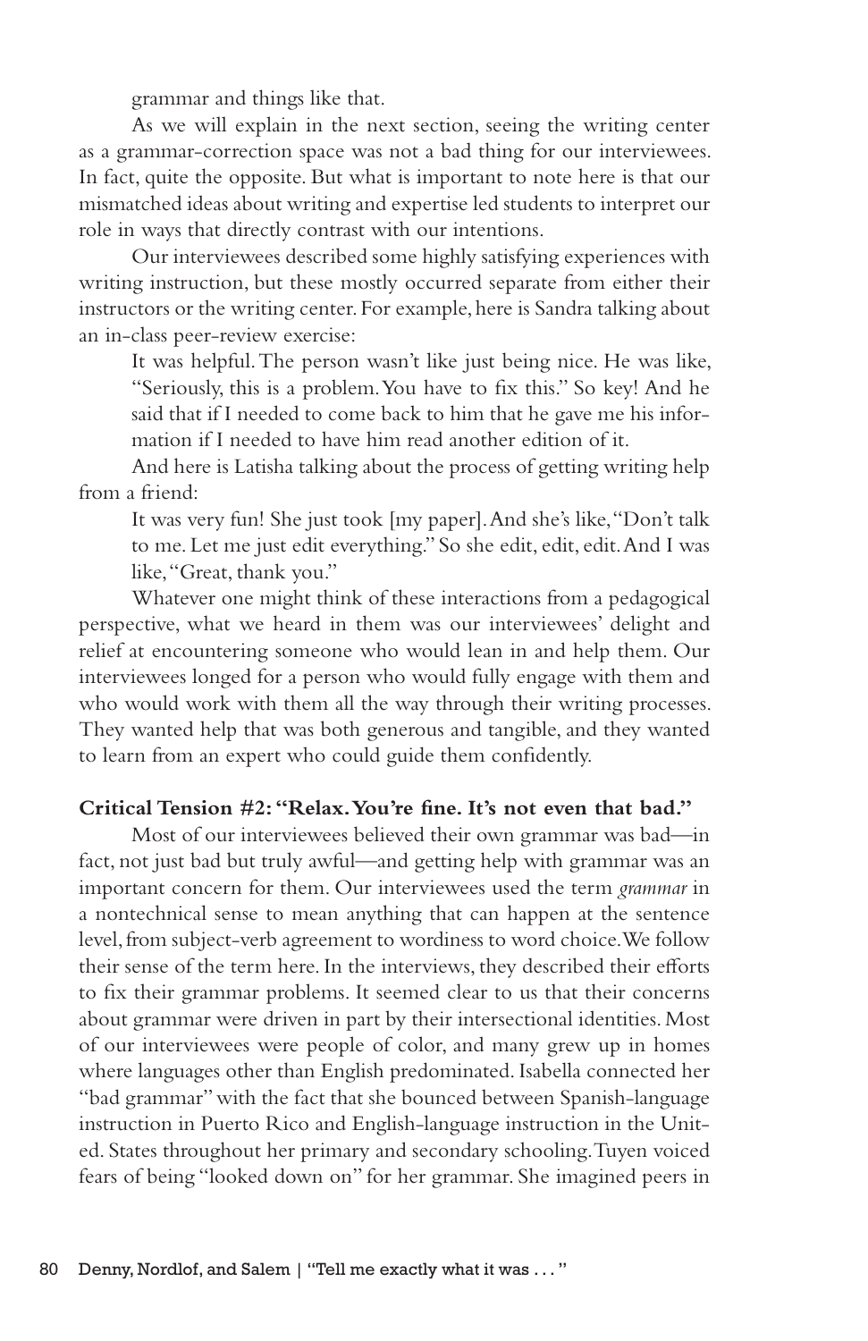grammar and things like that.

As we will explain in the next section, seeing the writing center as a grammar-correction space was not a bad thing for our interviewees. In fact, quite the opposite. But what is important to note here is that our mismatched ideas about writing and expertise led students to interpret our role in ways that directly contrast with our intentions.

Our interviewees described some highly satisfying experiences with writing instruction, but these mostly occurred separate from either their instructors or the writing center. For example, here is Sandra talking about an in-class peer-review exercise:

> It was helpful. The person wasn't like just being nice. He was like, "Seriously, this is a problem. You have to fix this." So key! And he said that if I needed to come back to him that he gave me his information if I needed to have him read another edition of it.

And here is Latisha talking about the process of getting writing help from a friend:

> It was very fun! She just took [my paper]. And she's like, "Don't talk to me. Let me just edit everything." So she edit, edit, edit. And I was like, "Great, thank you."

Whatever one might think of these interactions from a pedagogical perspective, what we heard in them was our interviewees' delight and relief at encountering someone who would lean in and help them. Our interviewees longed for a person who would fully engage with them and who would work with them all the way through their writing processes. They wanted help that was both generous and tangible, and they wanted to learn from an expert who could guide them confidently.

**Critical Tension #2: "Relax. You're fine. It's not even that bad."**

Most of our interviewees believed their own grammar was bad—in fact, not just bad but truly awful—and getting help with grammar was an important concern for them. Our interviewees used the term *grammar* in a nontechnical sense to mean anything that can happen at the sentence level, from subject-verb agreement to wordiness to word choice. We follow their sense of the term here. In the interviews, they described their efforts to fix their grammar problems. It seemed clear to us that their concerns about grammar were driven in part by their intersectional identities. Most of our interviewees were people of color, and many grew up in homes where languages other than English predominated. Isabella connected her "bad grammar" with the fact that she bounced between Spanish-language instruction in Puerto Rico and English-language instruction in the United States throughout her primary and secondary schooling. Tuyen voiced fears of being "looked down on" for her grammar. She imagined peers in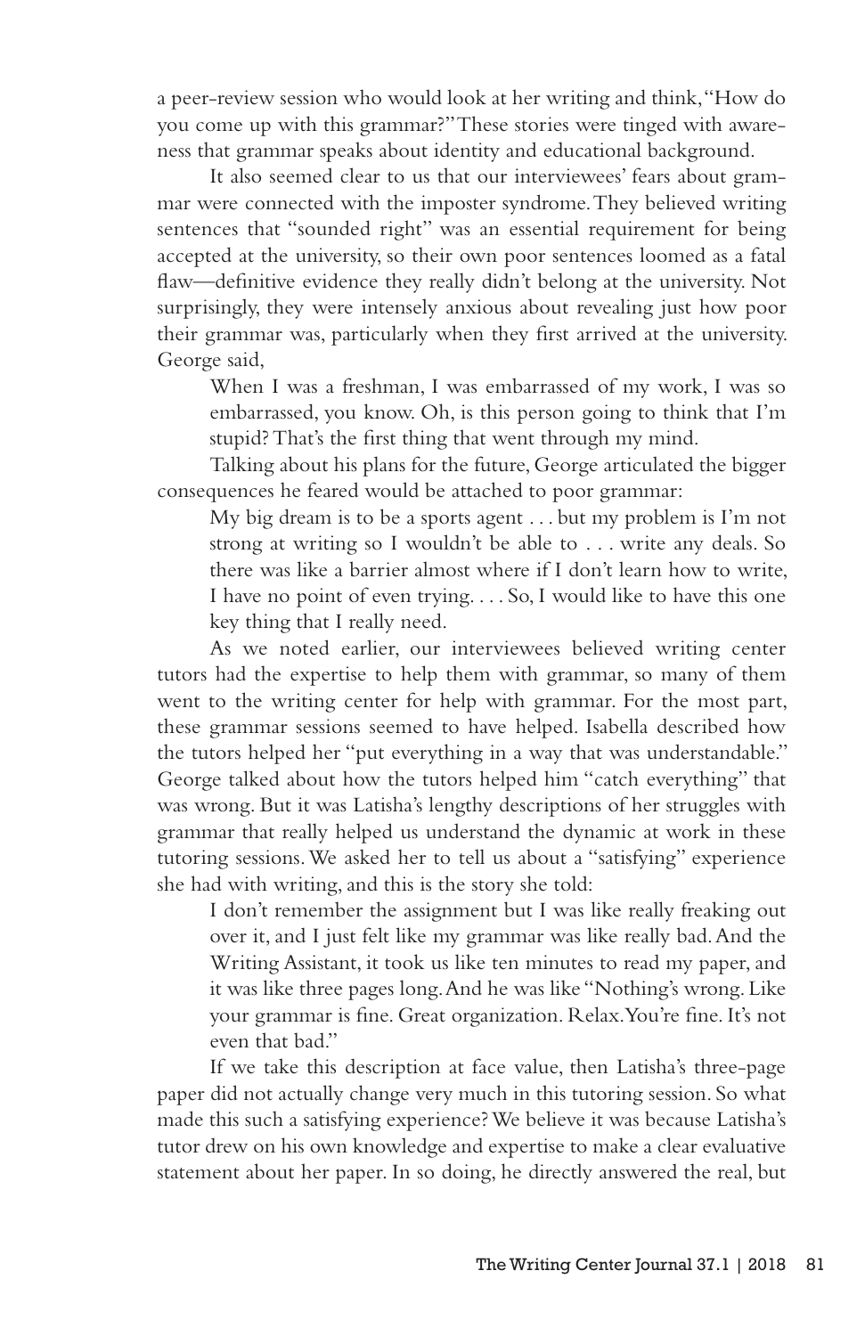a peer-review session who would look at her writing and think, "How do you come up with this grammar?" These stories were tinged with awareness that grammar speaks about identity and educational background.

It also seemed clear to us that our interviewees' fears about grammar were connected with the imposter syndrome. They believed writing sentences that "sounded right" was an essential requirement for being accepted at the university, so their own poor sentences loomed as a fatal flaw—definitive evidence they really didn't belong at the university. Not surprisingly, they were intensely anxious about revealing just how poor their grammar was, particularly when they first arrived at the university. George said,

> When I was a freshman, I was embarrassed of my work, I was so embarrassed, you know. Oh, is this person going to think that I'm stupid? That's the first thing that went through my mind.

Talking about his plans for the future, George articulated the bigger consequences he feared would be attached to poor grammar:

> My big dream is to be a sports agent . . . but my problem is I'm not strong at writing so I wouldn't be able to . . . write any deals. So there was like a barrier almost where if I don't learn how to write, I have no point of even trying. . . . So, I would like to have this one key thing that I really need.

As we noted earlier, our interviewees believed writing center tutors had the expertise to help them with grammar, so many of them went to the writing center for help with grammar. For the most part, these grammar sessions seemed to have helped. Isabella described how the tutors helped her "put everything in a way that was understandable." George talked about how the tutors helped him "catch everything" that was wrong. But it was Latisha's lengthy descriptions of her struggles with grammar that really helped us understand the dynamic at work in these tutoring sessions. We asked her to tell us about a "satisfying" experience she had with writing, and this is the story she told:

> I don't remember the assignment but I was like really freaking out over it, and I just felt like my grammar was like really bad. And the Writing Assistant, it took us like ten minutes to read my paper, and it was like three pages long. And he was like "Nothing's wrong. Like your grammar is fine. Great organization. Relax. You're fine. It's not even that bad."

If we take this description at face value, then Latisha's three-page paper did not actually change very much in this tutoring session. So what made this such a satisfying experience? We believe it was because Latisha's tutor drew on his own knowledge and expertise to make a clear evaluative statement about her paper. In so doing, he directly answered the real, but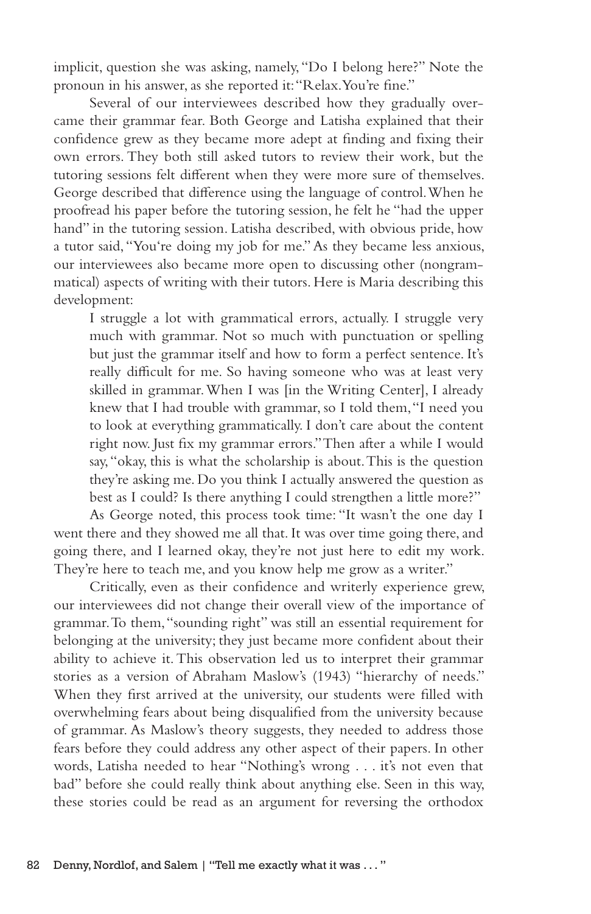implicit, question she was asking, namely, "Do I belong here?" Note the pronoun in his answer, as she reported it: "Relax. You're fine."

Several of our interviewees described how they gradually overcame their grammar fear. Both George and Latisha explained that their confidence grew as they became more adept at finding and fixing their own errors. They both still asked tutors to review their work, but the tutoring sessions felt different when they were more sure of themselves. George described that difference using the language of control. When he proofread his paper before the tutoring session, he felt he "had the upper hand" in the tutoring session. Latisha described, with obvious pride, how a tutor said, "You're doing my job for me." As they became less anxious, our interviewees also became more open to discussing other (nongrammatical) aspects of writing with their tutors. Here is Maria describing this development:

> I struggle a lot with grammatical errors, actually. I struggle very much with grammar. Not so much with punctuation or spelling but just the grammar itself and how to form a perfect sentence. It's really difficult for me. So having someone who was at least very skilled in grammar. When I was [in the Writing Center], I already knew that I had trouble with grammar, so I told them, "I need you to look at everything grammatically. I don't care about the content right now. Just fix my grammar errors." Then after a while I would say, "okay, this is what the scholarship is about. This is the question they're asking me. Do you think I actually answered the question as best as I could? Is there anything I could strengthen a little more?"

As George noted, this process took time: "It wasn't the one day I went there and they showed me all that. It was over time going there, and going there, and I learned okay, they're not just here to edit my work. They're here to teach me, and you know help me grow as a writer."

Critically, even as their confidence and writerly experience grew, our interviewees did not change their overall view of the importance of grammar. To them, "sounding right" was still an essential requirement for belonging at the university; they just became more confident about their ability to achieve it. This observation led us to interpret their grammar stories as a version of Abraham Maslow's (1943) "hierarchy of needs." When they first arrived at the university, our students were filled with overwhelming fears about being disqualified from the university because of grammar. As Maslow's theory suggests, they needed to address those fears before they could address any other aspect of their papers. In other words, Latisha needed to hear "Nothing's wrong . . . it's not even that bad" before she could really think about anything else. Seen in this way, these stories could be read as an argument for reversing the orthodox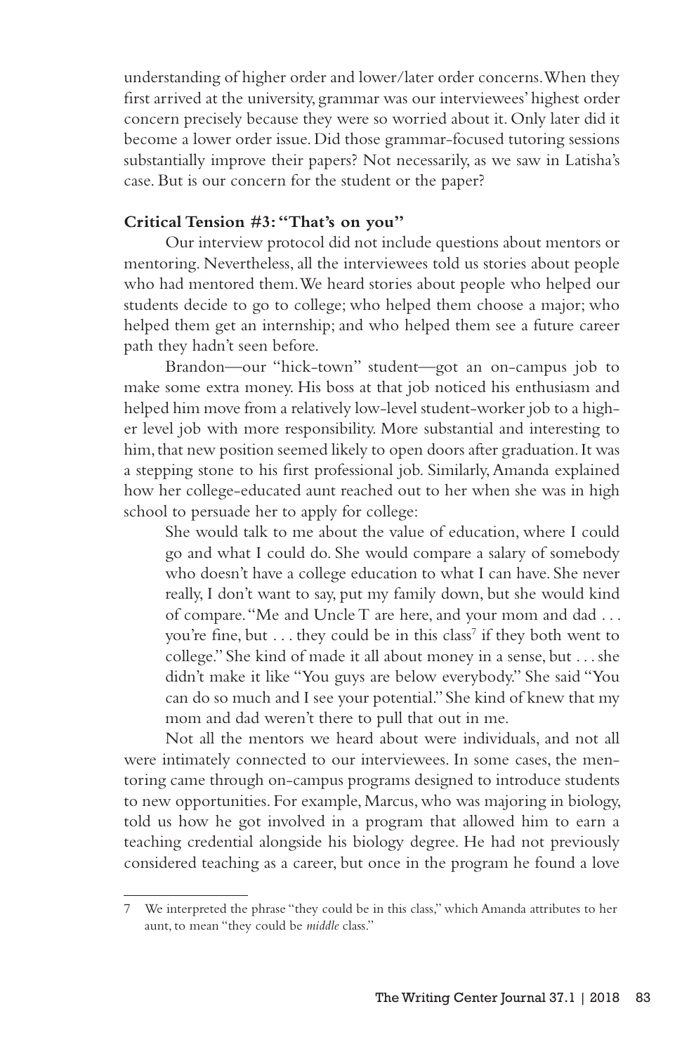understanding of higher order and lower/later order concerns. When they first arrived at the university, grammar was our interviewees' highest order concern precisely because they were so worried about it. Only later did it become a lower order issue. Did those grammar-focused tutoring sessions substantially improve their papers? Not necessarily, as we saw in Latisha's case. But is our concern for the student or the paper?

**Critical Tension #3: "That's on you"**

Our interview protocol did not include questions about mentors or mentoring. Nevertheless, all the interviewees told us stories about people who had mentored them. We heard stories about people who helped our students decide to go to college; who helped them choose a major; who helped them get an internship; and who helped them see a future career path they hadn't seen before.

Brandon—our "hick-town" student—got an on-campus job to make some extra money. His boss at that job noticed his enthusiasm and helped him move from a relatively low-level student-worker job to a higher level job with more responsibility. More substantial and interesting to him, that new position seemed likely to open doors after graduation. It was a stepping stone to his first professional job. Similarly, Amanda explained how her college-educated aunt reached out to her when she was in high school to persuade her to apply for college:

> She would talk to me about the value of education, where I could go and what I could do. She would compare a salary of somebody who doesn't have a college education to what I can have. She never really, I don't want to say, put my family down, but she would kind of compare. "Me and Uncle T are here, and your mom and dad . . . you're fine, but . . . they could be in this class[7] if they both went to college." She kind of made it all about money in a sense, but . . . she didn't make it like "You guys are below everybody." She said "You can do so much and I see your potential." She kind of knew that my mom and dad weren't there to pull that out in me.

Not all the mentors we heard about were individuals, and not all were intimately connected to our interviewees. In some cases, the mentoring came through on-campus programs designed to introduce students to new opportunities. For example, Marcus, who was majoring in biology, told us how he got involved in a program that allowed him to earn a teaching credential alongside his biology degree. He had not previously considered teaching as a career, but once in the program he found a love

---

7 We interpreted the phrase "they could be in this class," which Amanda attributes to her aunt, to mean "they could be *middle* class."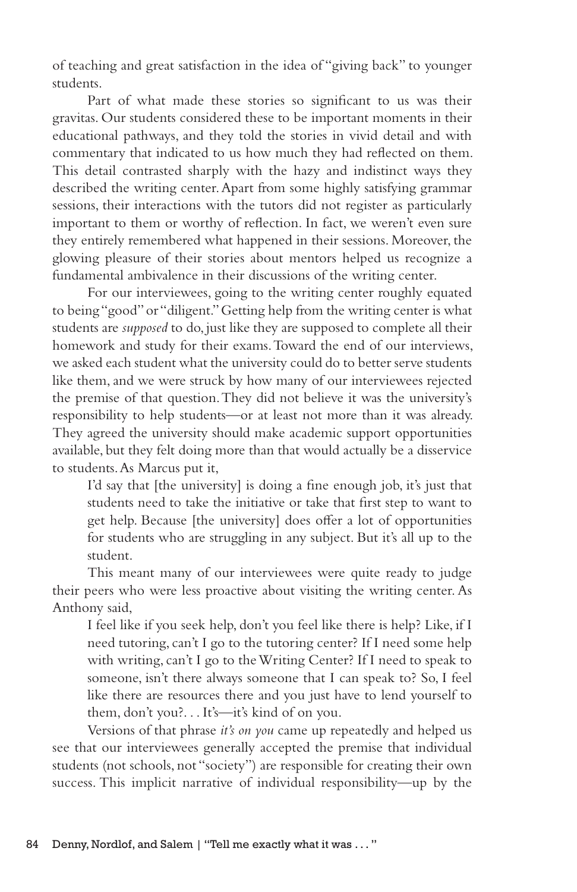of teaching and great satisfaction in the idea of "giving back" to younger students.

Part of what made these stories so significant to us was their gravitas. Our students considered these to be important moments in their educational pathways, and they told the stories in vivid detail and with commentary that indicated to us how much they had reflected on them. This detail contrasted sharply with the hazy and indistinct ways they described the writing center. Apart from some highly satisfying grammar sessions, their interactions with the tutors did not register as particularly important to them or worthy of reflection. In fact, we weren't even sure they entirely remembered what happened in their sessions. Moreover, the glowing pleasure of their stories about mentors helped us recognize a fundamental ambivalence in their discussions of the writing center.

For our interviewees, going to the writing center roughly equated to being "good" or "diligent." Getting help from the writing center is what students are *supposed* to do, just like they are supposed to complete all their homework and study for their exams. Toward the end of our interviews, we asked each student what the university could do to better serve students like them, and we were struck by how many of our interviewees rejected the premise of that question. They did not believe it was the university's responsibility to help students—or at least not more than it was already. They agreed the university should make academic support opportunities available, but they felt doing more than that would actually be a disservice to students. As Marcus put it,

> I'd say that [the university] is doing a fine enough job, it's just that students need to take the initiative or take that first step to want to get help. Because [the university] does offer a lot of opportunities for students who are struggling in any subject. But it's all up to the student.

This meant many of our interviewees were quite ready to judge their peers who were less proactive about visiting the writing center. As Anthony said,

> I feel like if you seek help, don't you feel like there is help? Like, if I need tutoring, can't I go to the tutoring center? If I need some help with writing, can't I go to the Writing Center? If I need to speak to someone, isn't there always someone that I can speak to? So, I feel like there are resources there and you just have to lend yourself to them, don't you?. . . It's—it's kind of on you.

Versions of that phrase *it's on you* came up repeatedly and helped us see that our interviewees generally accepted the premise that individual students (not schools, not "society") are responsible for creating their own success. This implicit narrative of individual responsibility—up by the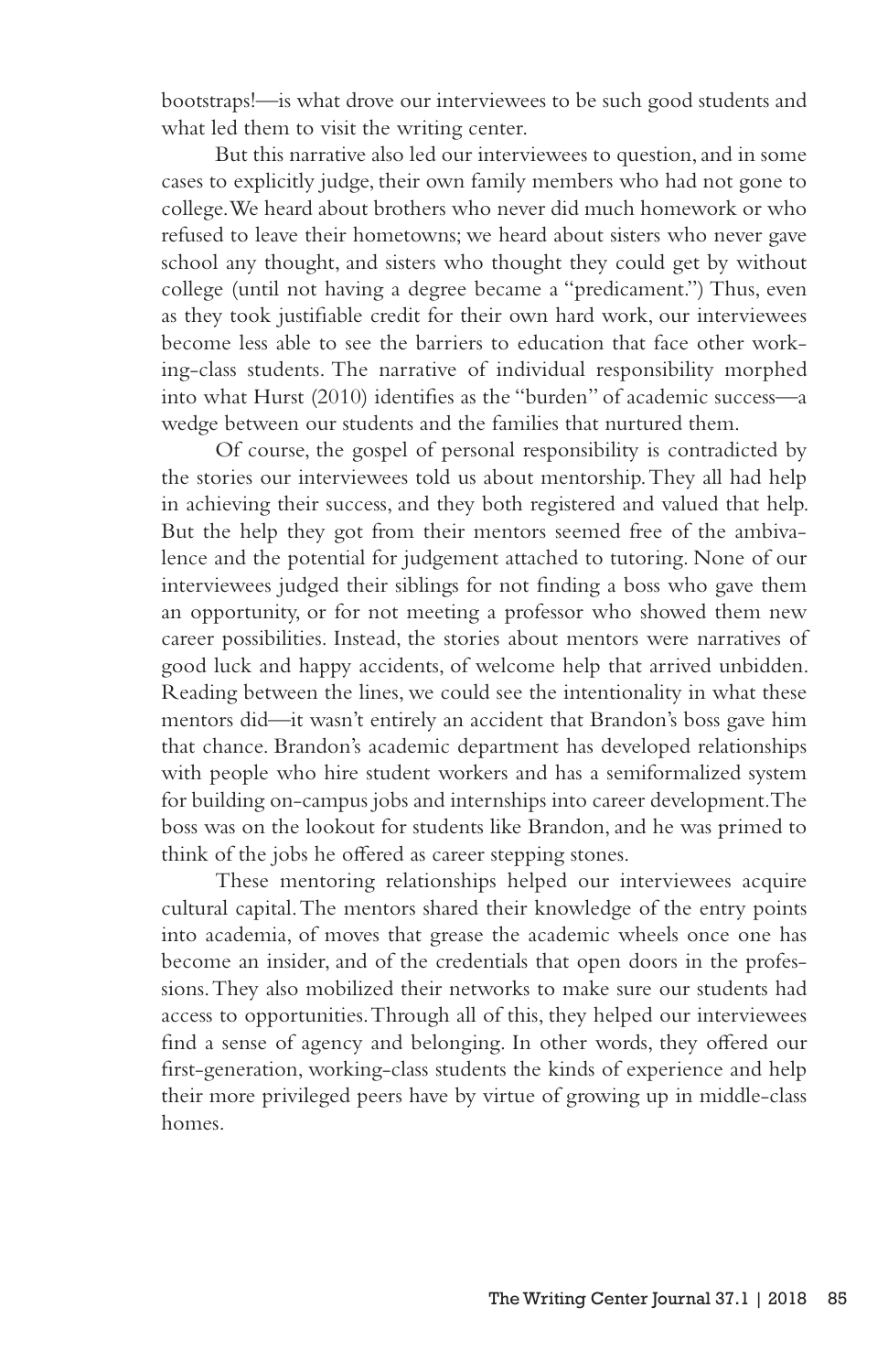bootstraps!—is what drove our interviewees to be such good students and what led them to visit the writing center.

But this narrative also led our interviewees to question, and in some cases to explicitly judge, their own family members who had not gone to college. We heard about brothers who never did much homework or who refused to leave their hometowns; we heard about sisters who never gave school any thought, and sisters who thought they could get by without college (until not having a degree became a "predicament.") Thus, even as they took justifiable credit for their own hard work, our interviewees become less able to see the barriers to education that face other working-class students. The narrative of individual responsibility morphed into what Hurst (2010) identifies as the "burden" of academic success—a wedge between our students and the families that nurtured them.

Of course, the gospel of personal responsibility is contradicted by the stories our interviewees told us about mentorship. They all had help in achieving their success, and they both registered and valued that help. But the help they got from their mentors seemed free of the ambivalence and the potential for judgement attached to tutoring. None of our interviewees judged their siblings for not finding a boss who gave them an opportunity, or for not meeting a professor who showed them new career possibilities. Instead, the stories about mentors were narratives of good luck and happy accidents, of welcome help that arrived unbidden. Reading between the lines, we could see the intentionality in what these mentors did—it wasn't entirely an accident that Brandon's boss gave him that chance. Brandon's academic department has developed relationships with people who hire student workers and has a semiformalized system for building on-campus jobs and internships into career development. The boss was on the lookout for students like Brandon, and he was primed to think of the jobs he offered as career stepping stones.

These mentoring relationships helped our interviewees acquire cultural capital. The mentors shared their knowledge of the entry points into academia, of moves that grease the academic wheels once one has become an insider, and of the credentials that open doors in the professions. They also mobilized their networks to make sure our students had access to opportunities. Through all of this, they helped our interviewees find a sense of agency and belonging. In other words, they offered our first-generation, working-class students the kinds of experience and help their more privileged peers have by virtue of growing up in middle-class homes.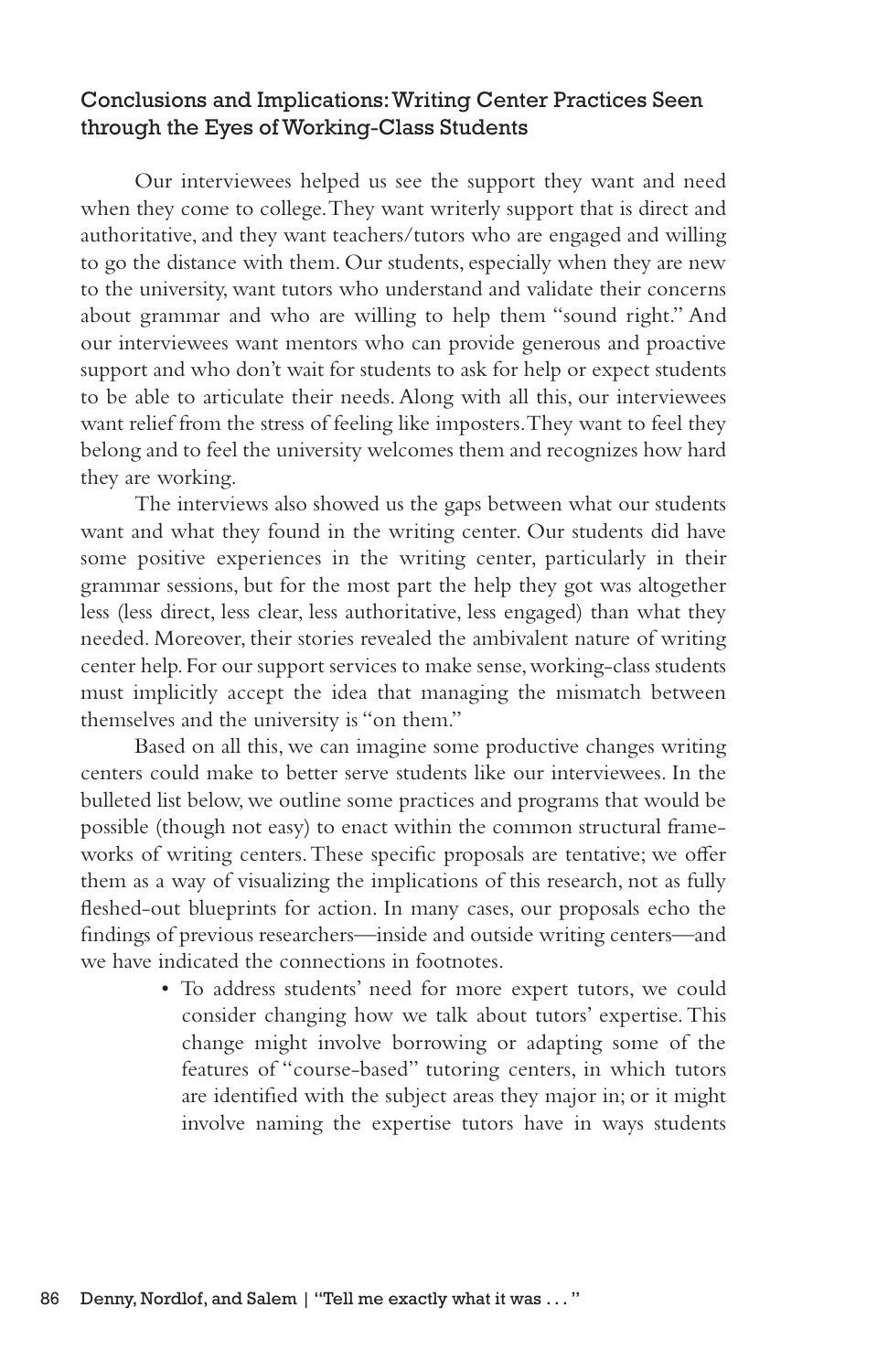## Conclusions and Implications: Writing Center Practices Seen through the Eyes of Working-Class Students

Our interviewees helped us see the support they want and need when they come to college. They want writerly support that is direct and authoritative, and they want teachers/tutors who are engaged and willing to go the distance with them. Our students, especially when they are new to the university, want tutors who understand and validate their concerns about grammar and who are willing to help them "sound right." And our interviewees want mentors who can provide generous and proactive support and who don't wait for students to ask for help or expect students to be able to articulate their needs. Along with all this, our interviewees want relief from the stress of feeling like imposters. They want to feel they belong and to feel the university welcomes them and recognizes how hard they are working.

The interviews also showed us the gaps between what our students want and what they found in the writing center. Our students did have some positive experiences in the writing center, particularly in their grammar sessions, but for the most part the help they got was altogether less (less direct, less clear, less authoritative, less engaged) than what they needed. Moreover, their stories revealed the ambivalent nature of writing center help. For our support services to make sense, working-class students must implicitly accept the idea that managing the mismatch between themselves and the university is "on them."

Based on all this, we can imagine some productive changes writing centers could make to better serve students like our interviewees. In the bulleted list below, we outline some practices and programs that would be possible (though not easy) to enact within the common structural frameworks of writing centers. These specific proposals are tentative; we offer them as a way of visualizing the implications of this research, not as fully fleshed-out blueprints for action. In many cases, our proposals echo the findings of previous researchers—inside and outside writing centers—and we have indicated the connections in footnotes.

- To address students' need for more expert tutors, we could consider changing how we talk about tutors' expertise. This change might involve borrowing or adapting some of the features of "course-based" tutoring centers, in which tutors are identified with the subject areas they major in; or it might involve naming the expertise tutors have in ways students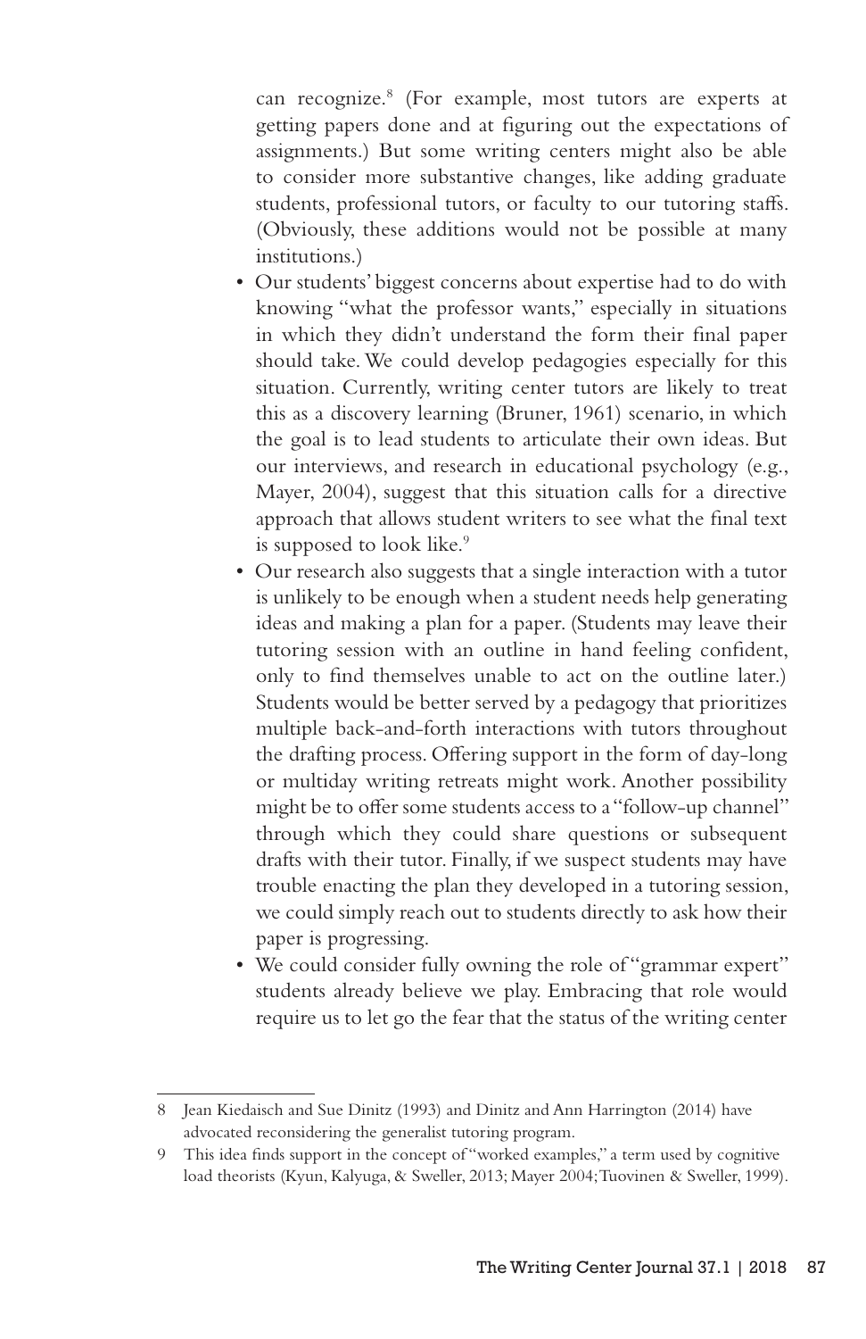can recognize.[8] (For example, most tutors are experts at getting papers done and at figuring out the expectations of assignments.) But some writing centers might also be able to consider more substantive changes, like adding graduate students, professional tutors, or faculty to our tutoring staffs. (Obviously, these additions would not be possible at many institutions.)

- Our students' biggest concerns about expertise had to do with knowing "what the professor wants," especially in situations in which they didn't understand the form their final paper should take. We could develop pedagogies especially for this situation. Currently, writing center tutors are likely to treat this as a discovery learning (Bruner, 1961) scenario, in which the goal is to lead students to articulate their own ideas. But our interviews, and research in educational psychology (e.g., Mayer, 2004), suggest that this situation calls for a directive approach that allows student writers to see what the final text is supposed to look like.[9]
- Our research also suggests that a single interaction with a tutor is unlikely to be enough when a student needs help generating ideas and making a plan for a paper. (Students may leave their tutoring session with an outline in hand feeling confident, only to find themselves unable to act on the outline later.) Students would be better served by a pedagogy that prioritizes multiple back-and-forth interactions with tutors throughout the drafting process. Offering support in the form of day-long or multiday writing retreats might work. Another possibility might be to offer some students access to a "follow-up channel" through which they could share questions or subsequent drafts with their tutor. Finally, if we suspect students may have trouble enacting the plan they developed in a tutoring session, we could simply reach out to students directly to ask how their paper is progressing.
- We could consider fully owning the role of "grammar expert" students already believe we play. Embracing that role would require us to let go the fear that the status of the writing center

---

8 Jean Kiedaisch and Sue Dinitz (1993) and Dinitz and Ann Harrington (2014) have advocated reconsidering the generalist tutoring program.

9 This idea finds support in the concept of "worked examples," a term used by cognitive load theorists (Kyun, Kalyuga, & Sweller, 2013; Mayer 2004; Tuovinen & Sweller, 1999).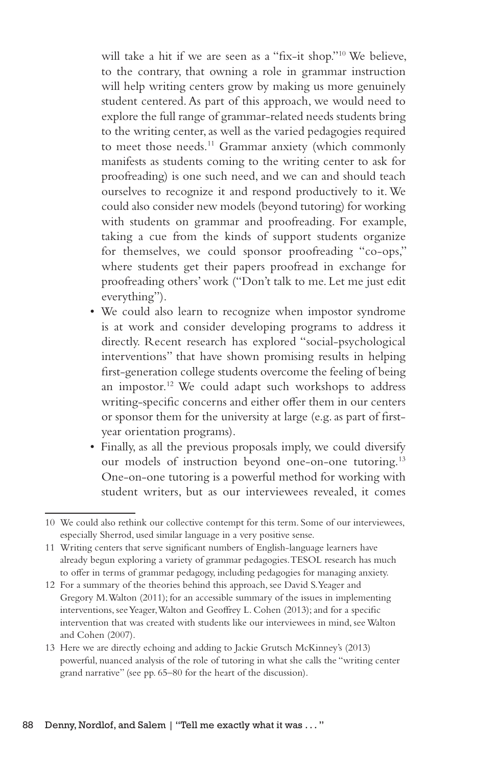will take a hit if we are seen as a "fix-it shop."[10] We believe, to the contrary, that owning a role in grammar instruction will help writing centers grow by making us more genuinely student centered. As part of this approach, we would need to explore the full range of grammar-related needs students bring to the writing center, as well as the varied pedagogies required to meet those needs.[11] Grammar anxiety (which commonly manifests as students coming to the writing center to ask for proofreading) is one such need, and we can and should teach ourselves to recognize it and respond productively to it. We could also consider new models (beyond tutoring) for working with students on grammar and proofreading. For example, taking a cue from the kinds of support students organize for themselves, we could sponsor proofreading "co-ops," where students get their papers proofread in exchange for proofreading others' work ("Don't talk to me. Let me just edit everything").

- We could also learn to recognize when impostor syndrome is at work and consider developing programs to address it directly. Recent research has explored "social-psychological interventions" that have shown promising results in helping first-generation college students overcome the feeling of being an impostor.[12] We could adapt such workshops to address writing-specific concerns and either offer them in our centers or sponsor them for the university at large (e.g. as part of first-year orientation programs).
- Finally, as all the previous proposals imply, we could diversify our models of instruction beyond one-on-one tutoring.[13] One-on-one tutoring is a powerful method for working with student writers, but as our interviewees revealed, it comes

---

10 We could also rethink our collective contempt for this term. Some of our interviewees, especially Sherrod, used similar language in a very positive sense.

11 Writing centers that serve significant numbers of English-language learners have already begun exploring a variety of grammar pedagogies. TESOL research has much to offer in terms of grammar pedagogy, including pedagogies for managing anxiety.

12 For a summary of the theories behind this approach, see David S. Yeager and Gregory M. Walton (2011); for an accessible summary of the issues in implementing interventions, see Yeager, Walton and Geoffrey L. Cohen (2013); and for a specific intervention that was created with students like our interviewees in mind, see Walton and Cohen (2007).

13 Here we are directly echoing and adding to Jackie Grutsch McKinney's (2013) powerful, nuanced analysis of the role of tutoring in what she calls the "writing center grand narrative" (see pp. 65–80 for the heart of the discussion).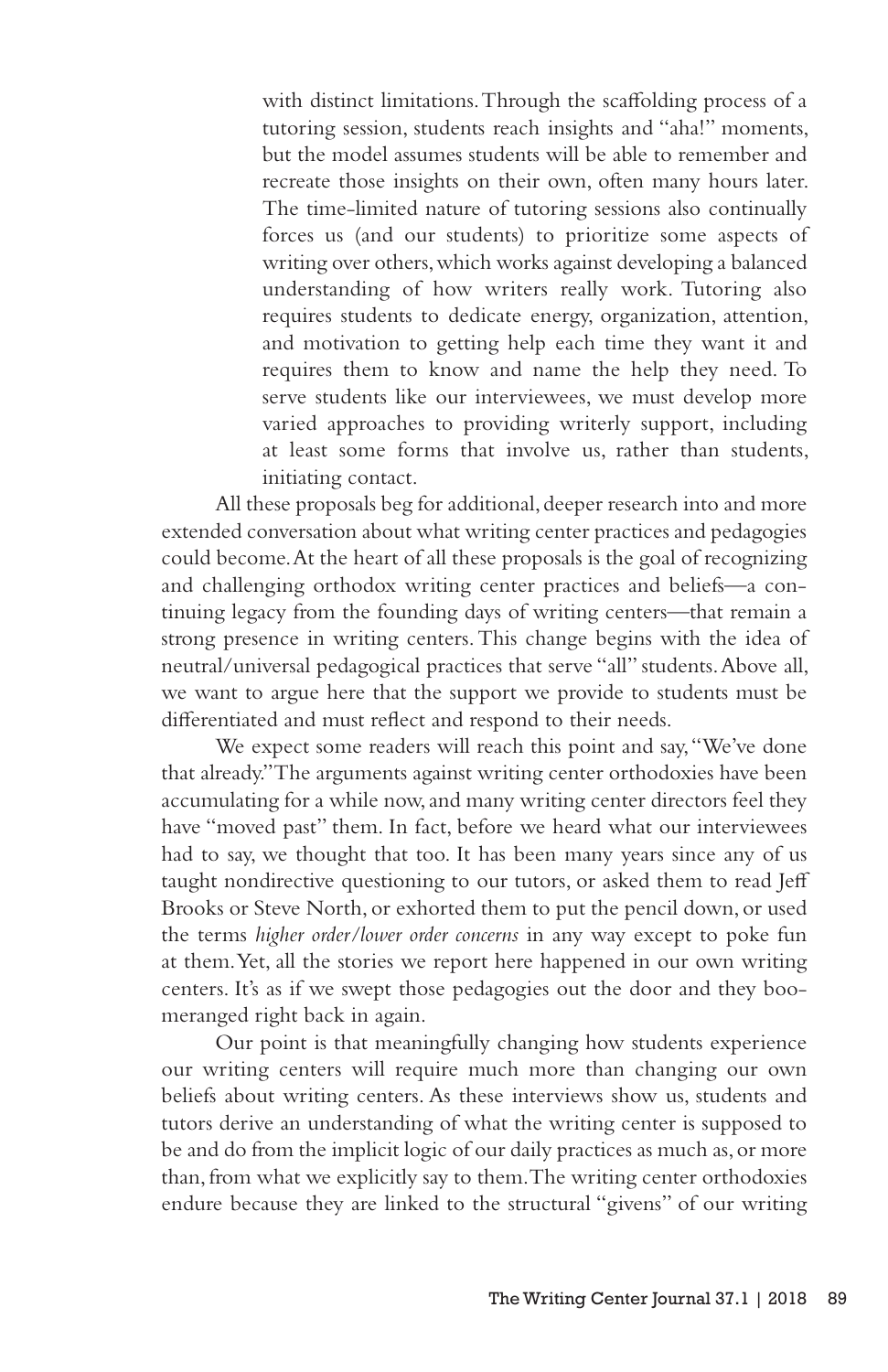with distinct limitations. Through the scaffolding process of a tutoring session, students reach insights and "aha!" moments, but the model assumes students will be able to remember and recreate those insights on their own, often many hours later. The time-limited nature of tutoring sessions also continually forces us (and our students) to prioritize some aspects of writing over others, which works against developing a balanced understanding of how writers really work. Tutoring also requires students to dedicate energy, organization, attention, and motivation to getting help each time they want it and requires them to know and name the help they need. To serve students like our interviewees, we must develop more varied approaches to providing writerly support, including at least some forms that involve us, rather than students, initiating contact.

All these proposals beg for additional, deeper research into and more extended conversation about what writing center practices and pedagogies could become. At the heart of all these proposals is the goal of recognizing and challenging orthodox writing center practices and beliefs—a continuing legacy from the founding days of writing centers—that remain a strong presence in writing centers. This change begins with the idea of neutral/universal pedagogical practices that serve "all" students. Above all, we want to argue here that the support we provide to students must be differentiated and must reflect and respond to their needs.

We expect some readers will reach this point and say, "We've done that already." The arguments against writing center orthodoxies have been accumulating for a while now, and many writing center directors feel they have "moved past" them. In fact, before we heard what our interviewees had to say, we thought that too. It has been many years since any of us taught nondirective questioning to our tutors, or asked them to read Jeff Brooks or Steve North, or exhorted them to put the pencil down, or used the terms *higher order/lower order concerns* in any way except to poke fun at them. Yet, all the stories we report here happened in our own writing centers. It's as if we swept those pedagogies out the door and they boomeranged right back in again.

Our point is that meaningfully changing how students experience our writing centers will require much more than changing our own beliefs about writing centers. As these interviews show us, students and tutors derive an understanding of what the writing center is supposed to be and do from the implicit logic of our daily practices as much as, or more than, from what we explicitly say to them. The writing center orthodoxies endure because they are linked to the structural "givens" of our writing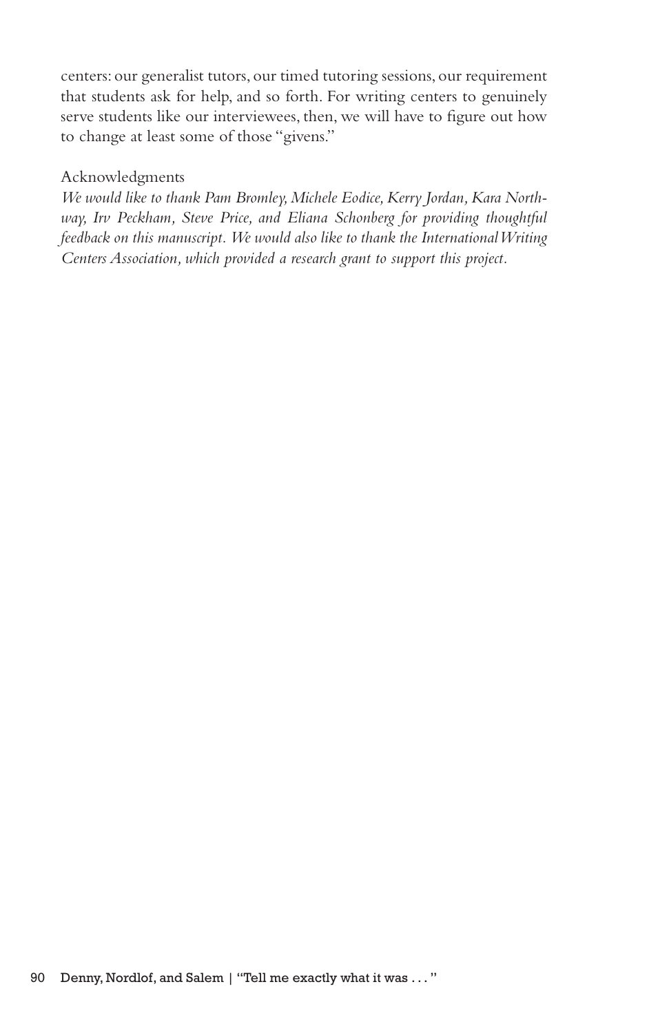centers: our generalist tutors, our timed tutoring sessions, our requirement that students ask for help, and so forth. For writing centers to genuinely serve students like our interviewees, then, we will have to figure out how to change at least some of those "givens."

## Acknowledgments

*We would like to thank Pam Bromley, Michele Eodice, Kerry Jordan, Kara Northway, Irv Peckham, Steve Price, and Eliana Schonberg for providing thoughtful feedback on this manuscript. We would also like to thank the International Writing Centers Association, which provided a research grant to support this project.*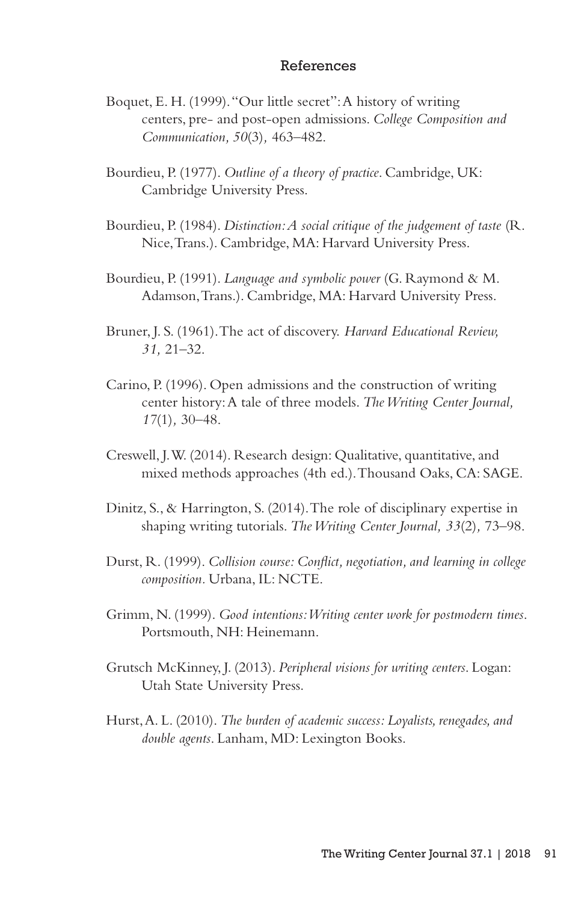## References

Boquet, E. H. (1999). "Our little secret": A history of writing centers, pre- and post-open admissions. *College Composition and Communication, 50*(3), 463–482.

Bourdieu, P. (1977). *Outline of a theory of practice*. Cambridge, UK: Cambridge University Press.

Bourdieu, P. (1984). *Distinction: A social critique of the judgement of taste* (R. Nice, Trans.). Cambridge, MA: Harvard University Press.

Bourdieu, P. (1991). *Language and symbolic power* (G. Raymond & M. Adamson, Trans.). Cambridge, MA: Harvard University Press.

Bruner, J. S. (1961). The act of discovery. *Harvard Educational Review, 31,* 21–32.

Carino, P. (1996). Open admissions and the construction of writing center history: A tale of three models. *The Writing Center Journal, 17*(1), 30–48.

Creswell, J. W. (2014). Research design: Qualitative, quantitative, and mixed methods approaches (4th ed.). Thousand Oaks, CA: SAGE.

Dinitz, S., & Harrington, S. (2014). The role of disciplinary expertise in shaping writing tutorials. *The Writing Center Journal, 33*(2), 73–98.

Durst, R. (1999). *Collision course: Conflict, negotiation, and learning in college composition*. Urbana, IL: NCTE.

Grimm, N. (1999). *Good intentions: Writing center work for postmodern times*. Portsmouth, NH: Heinemann.

Grutsch McKinney, J. (2013). *Peripheral visions for writing centers*. Logan: Utah State University Press.

Hurst, A. L. (2010). *The burden of academic success: Loyalists, renegades, and double agents*. Lanham, MD: Lexington Books.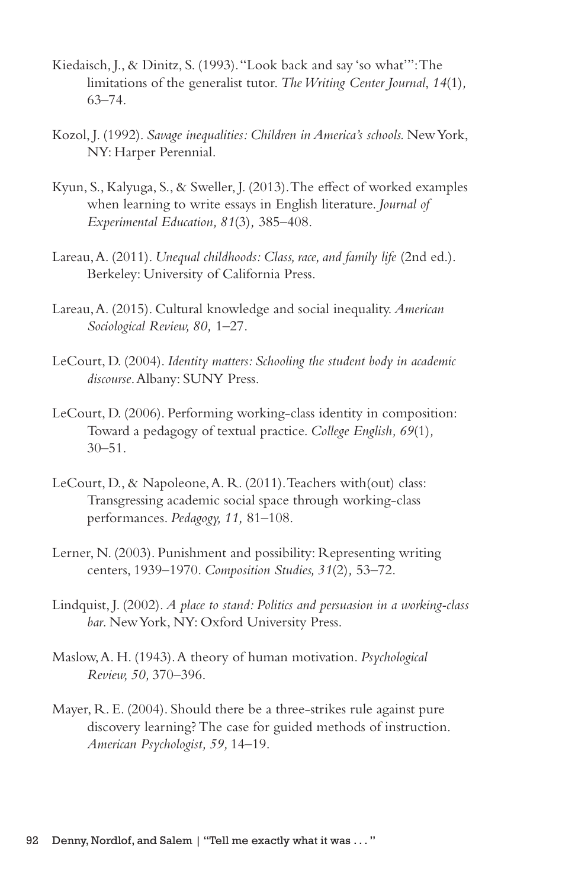Kiedaisch, J., & Dinitz, S. (1993). "Look back and say 'so what'": The limitations of the generalist tutor. *The Writing Center Journal*, *14*(1), 63–74.

Kozol, J. (1992). *Savage inequalities: Children in America's schools.* New York, NY: Harper Perennial.

Kyun, S., Kalyuga, S., & Sweller, J. (2013). The effect of worked examples when learning to write essays in English literature. *Journal of Experimental Education, 81*(3), 385–408.

Lareau, A. (2011). *Unequal childhoods: Class, race, and family life* (2nd ed.). Berkeley: University of California Press.

Lareau, A. (2015). Cultural knowledge and social inequality. *American Sociological Review, 80,* 1–27.

LeCourt, D. (2004). *Identity matters: Schooling the student body in academic discourse.* Albany: SUNY Press.

LeCourt, D. (2006). Performing working-class identity in composition: Toward a pedagogy of textual practice. *College English, 69*(1), 30–51.

LeCourt, D., & Napoleone, A. R. (2011). Teachers with(out) class: Transgressing academic social space through working-class performances. *Pedagogy, 11,* 81–108.

Lerner, N. (2003). Punishment and possibility: Representing writing centers, 1939–1970. *Composition Studies, 31*(2), 53–72.

Lindquist, J. (2002). *A place to stand: Politics and persuasion in a working-class bar.* New York, NY: Oxford University Press.

Maslow, A. H. (1943). A theory of human motivation. *Psychological Review, 50,* 370–396.

Mayer, R. E. (2004). Should there be a three-strikes rule against pure discovery learning? The case for guided methods of instruction. *American Psychologist, 59,* 14–19.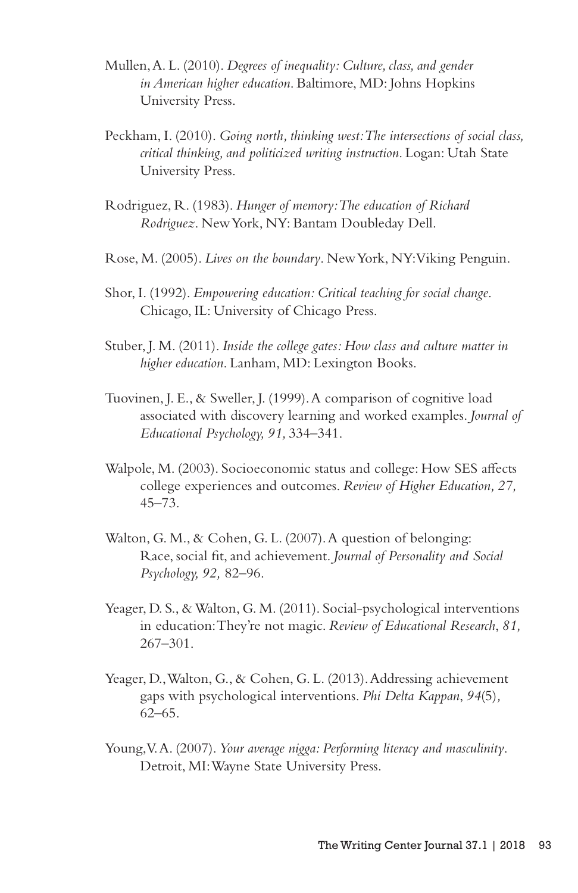Mullen, A. L. (2010). *Degrees of inequality: Culture, class, and gender in American higher education*. Baltimore, MD: Johns Hopkins University Press.

Peckham, I. (2010). *Going north, thinking west: The intersections of social class, critical thinking, and politicized writing instruction*. Logan: Utah State University Press.

Rodriguez, R. (1983). *Hunger of memory: The education of Richard Rodriguez*. New York, NY: Bantam Doubleday Dell.

Rose, M. (2005). *Lives on the boundary*. New York, NY: Viking Penguin.

Shor, I. (1992). *Empowering education: Critical teaching for social change*. Chicago, IL: University of Chicago Press.

Stuber, J. M. (2011). *Inside the college gates: How class and culture matter in higher education*. Lanham, MD: Lexington Books.

Tuovinen, J. E., & Sweller, J. (1999). A comparison of cognitive load associated with discovery learning and worked examples. *Journal of Educational Psychology, 91,* 334–341.

Walpole, M. (2003). Socioeconomic status and college: How SES affects college experiences and outcomes. *Review of Higher Education, 27,* 45–73.

Walton, G. M., & Cohen, G. L. (2007). A question of belonging: Race, social fit, and achievement. *Journal of Personality and Social Psychology, 92,* 82–96.

Yeager, D. S., & Walton, G. M. (2011). Social-psychological interventions in education: They're not magic. *Review of Educational Research*, *81,* 267–301.

Yeager, D., Walton, G., & Cohen, G. L. (2013). Addressing achievement gaps with psychological interventions. *Phi Delta Kappan*, *94*(5), 62–65.

Young, V. A. (2007). *Your average nigga: Performing literacy and masculinity*. Detroit, MI: Wayne State University Press.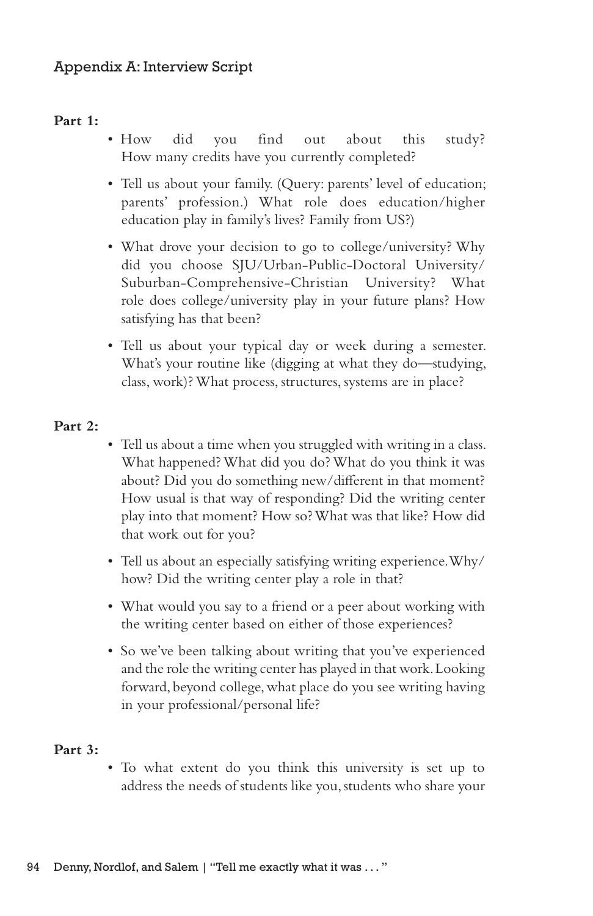## Appendix A: Interview Script

**Part 1:**

- How did you find out about this study? How many credits have you currently completed?
- Tell us about your family. (Query: parents' level of education; parents' profession.) What role does education/higher education play in family's lives? Family from US?)
- What drove your decision to go to college/university? Why did you choose SJU/Urban-Public-Doctoral University/ Suburban-Comprehensive-Christian University? What role does college/university play in your future plans? How satisfying has that been?
- Tell us about your typical day or week during a semester. What's your routine like (digging at what they do—studying, class, work)? What process, structures, systems are in place?

**Part 2:**

- Tell us about a time when you struggled with writing in a class. What happened? What did you do? What do you think it was about? Did you do something new/different in that moment? How usual is that way of responding? Did the writing center play into that moment? How so? What was that like? How did that work out for you?
- Tell us about an especially satisfying writing experience. Why/ how? Did the writing center play a role in that?
- What would you say to a friend or a peer about working with the writing center based on either of those experiences?
- So we've been talking about writing that you've experienced and the role the writing center has played in that work. Looking forward, beyond college, what place do you see writing having in your professional/personal life?

**Part 3:**

- To what extent do you think this university is set up to address the needs of students like you, students who share your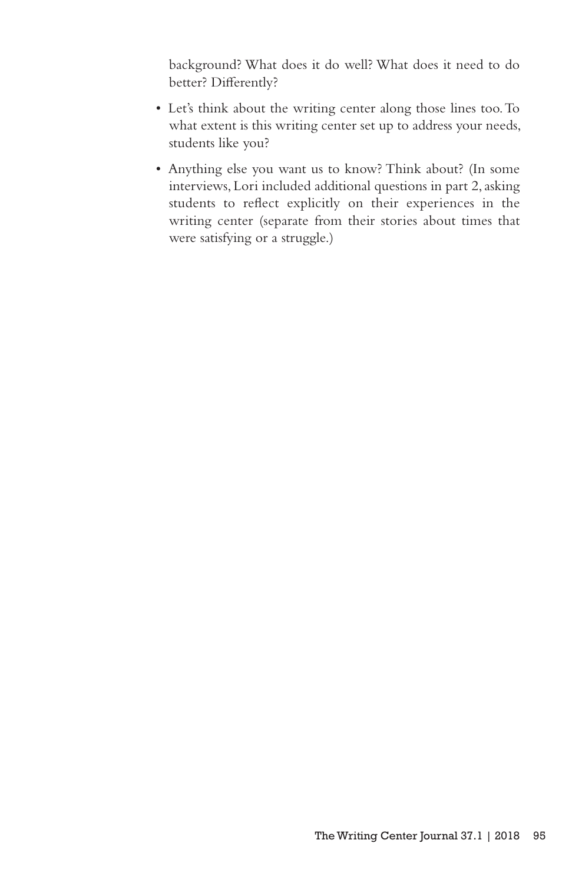background? What does it do well? What does it need to do better? Differently?

- Let's think about the writing center along those lines too. To what extent is this writing center set up to address your needs, students like you?
- Anything else you want us to know? Think about? (In some interviews, Lori included additional questions in part 2, asking students to reflect explicitly on their experiences in the writing center (separate from their stories about times that were satisfying or a struggle.)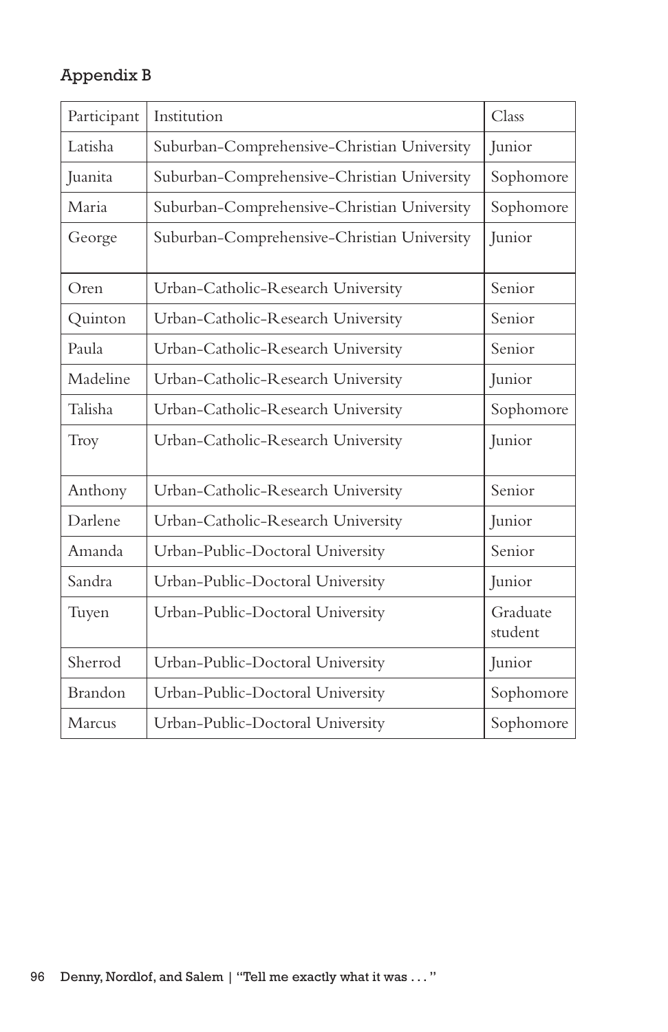## Appendix B

| Participant | Institution | Class |
|---|---|---|
| Latisha | Suburban-Comprehensive-Christian University | Junior |
| Juanita | Suburban-Comprehensive-Christian University | Sophomore |
| Maria | Suburban-Comprehensive-Christian University | Sophomore |
| George | Suburban-Comprehensive-Christian University | Junior |
| Oren | Urban-Catholic-Research University | Senior |
| Quinton | Urban-Catholic-Research University | Senior |
| Paula | Urban-Catholic-Research University | Senior |
| Madeline | Urban-Catholic-Research University | Junior |
| Talisha | Urban-Catholic-Research University | Sophomore |
| Troy | Urban-Catholic-Research University | Junior |
| Anthony | Urban-Catholic-Research University | Senior |
| Darlene | Urban-Catholic-Research University | Junior |
| Amanda | Urban-Public-Doctoral University | Senior |
| Sandra | Urban-Public-Doctoral University | Junior |
| Tuyen | Urban-Public-Doctoral University | Graduate student |
| Sherrod | Urban-Public-Doctoral University | Junior |
| Brandon | Urban-Public-Doctoral University | Sophomore |
| Marcus | Urban-Public-Doctoral University | Sophomore |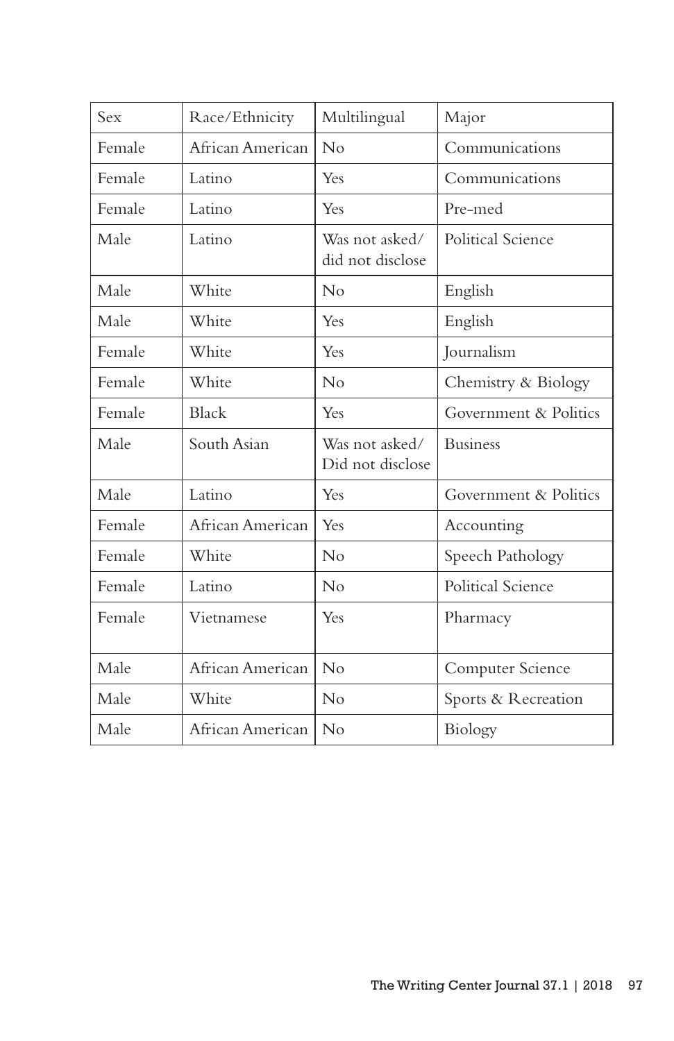| Sex | Race/Ethnicity | Multilingual | Major |
|---|---|---|---|
| Female | African American | No | Communications |
| Female | Latino | Yes | Communications |
| Female | Latino | Yes | Pre-med |
| Male | Latino | Was not asked/ did not disclose | Political Science |
| Male | White | No | English |
| Male | White | Yes | English |
| Female | White | Yes | Journalism |
| Female | White | No | Chemistry & Biology |
| Female | Black | Yes | Government & Politics |
| Male | South Asian | Was not asked/ Did not disclose | Business |
| Male | Latino | Yes | Government & Politics |
| Female | African American | Yes | Accounting |
| Female | White | No | Speech Pathology |
| Female | Latino | No | Political Science |
| Female | Vietnamese | Yes | Pharmacy |
| Male | African American | No | Computer Science |
| Male | White | No | Sports & Recreation |
| Male | African American | No | Biology |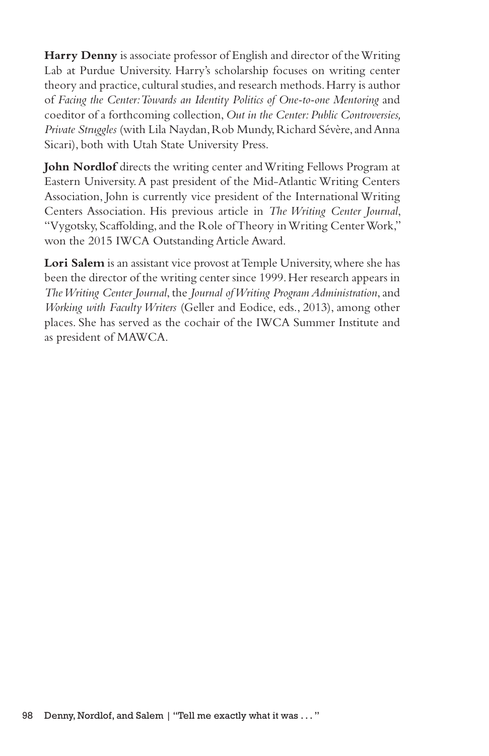**Harry Denny** is associate professor of English and director of the Writing Lab at Purdue University. Harry's scholarship focuses on writing center theory and practice, cultural studies, and research methods. Harry is author of *Facing the Center: Towards an Identity Politics of One-to-one Mentoring* and coeditor of a forthcoming collection, *Out in the Center: Public Controversies, Private Struggles* (with Lila Naydan, Rob Mundy, Richard Sévère, and Anna Sicari), both with Utah State University Press.

**John Nordlof** directs the writing center and Writing Fellows Program at Eastern University. A past president of the Mid-Atlantic Writing Centers Association, John is currently vice president of the International Writing Centers Association. His previous article in *The Writing Center Journal*, "Vygotsky, Scaffolding, and the Role of Theory in Writing Center Work," won the 2015 IWCA Outstanding Article Award.

**Lori Salem** is an assistant vice provost at Temple University, where she has been the director of the writing center since 1999. Her research appears in *The Writing Center Journal*, the *Journal of Writing Program Administration*, and *Working with Faculty Writers* (Geller and Eodice, eds., 2013), among other places. She has served as the cochair of the IWCA Summer Institute and as president of MAWCA.